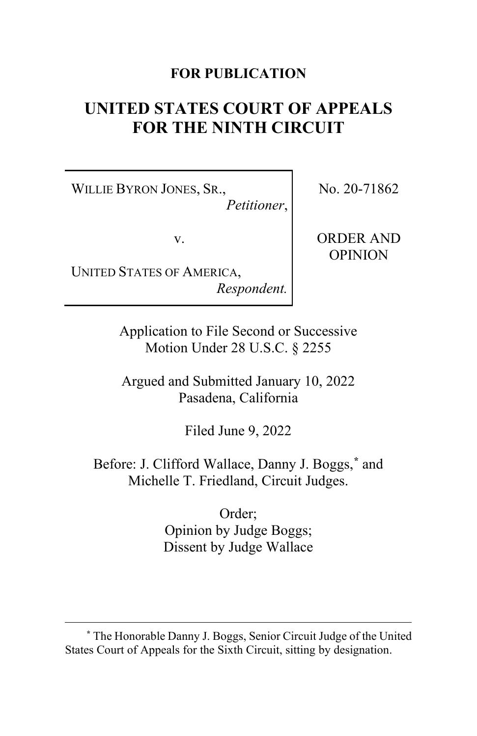**FOR PUBLICATION**

# UNITED STATES COURT OF APPEALS FOR THE NINTH CIRCUIT

| | |
|---|---|
| WILLIE BYRON JONES, SR., *Petitioner*, v. UNITED STATES OF AMERICA, *Respondent.* | No. 20-71862 ORDER AND OPINION |

Application to File Second or Successive Motion Under 28 U.S.C. § 2255

Argued and Submitted January 10, 2022
Pasadena, California

Filed June 9, 2022

Before: J. Clifford Wallace, Danny J. Boggs,* and Michelle T. Friedland, Circuit Judges.

Order;
Opinion by Judge Boggs;
Dissent by Judge Wallace

---

\* The Honorable Danny J. Boggs, Senior Circuit Judge of the United States Court of Appeals for the Sixth Circuit, sitting by designation.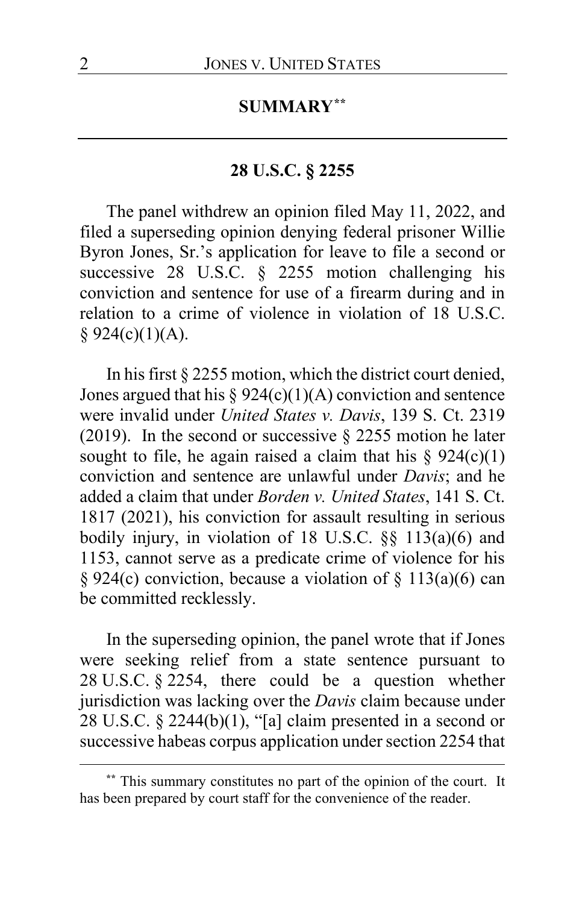## SUMMARY[**]

### 28 U.S.C. § 2255

The panel withdrew an opinion filed May 11, 2022, and filed a superseding opinion denying federal prisoner Willie Byron Jones, Sr.'s application for leave to file a second or successive 28 U.S.C. § 2255 motion challenging his conviction and sentence for use of a firearm during and in relation to a crime of violence in violation of 18 U.S.C. § 924(c)(1)(A).

In his first § 2255 motion, which the district court denied, Jones argued that his § 924(c)(1)(A) conviction and sentence were invalid under *United States v. Davis*, 139 S. Ct. 2319 (2019). In the second or successive § 2255 motion he later sought to file, he again raised a claim that his § 924(c)(1) conviction and sentence are unlawful under *Davis*; and he added a claim that under *Borden v. United States*, 141 S. Ct. 1817 (2021), his conviction for assault resulting in serious bodily injury, in violation of 18 U.S.C. §§ 113(a)(6) and 1153, cannot serve as a predicate crime of violence for his § 924(c) conviction, because a violation of § 113(a)(6) can be committed recklessly.

In the superseding opinion, the panel wrote that if Jones were seeking relief from a state sentence pursuant to 28 U.S.C. § 2254, there could be a question whether jurisdiction was lacking over the *Davis* claim because under 28 U.S.C. § 2244(b)(1), "[a] claim presented in a second or successive habeas corpus application under section 2254 that

[**] This summary constitutes no part of the opinion of the court. It has been prepared by court staff for the convenience of the reader.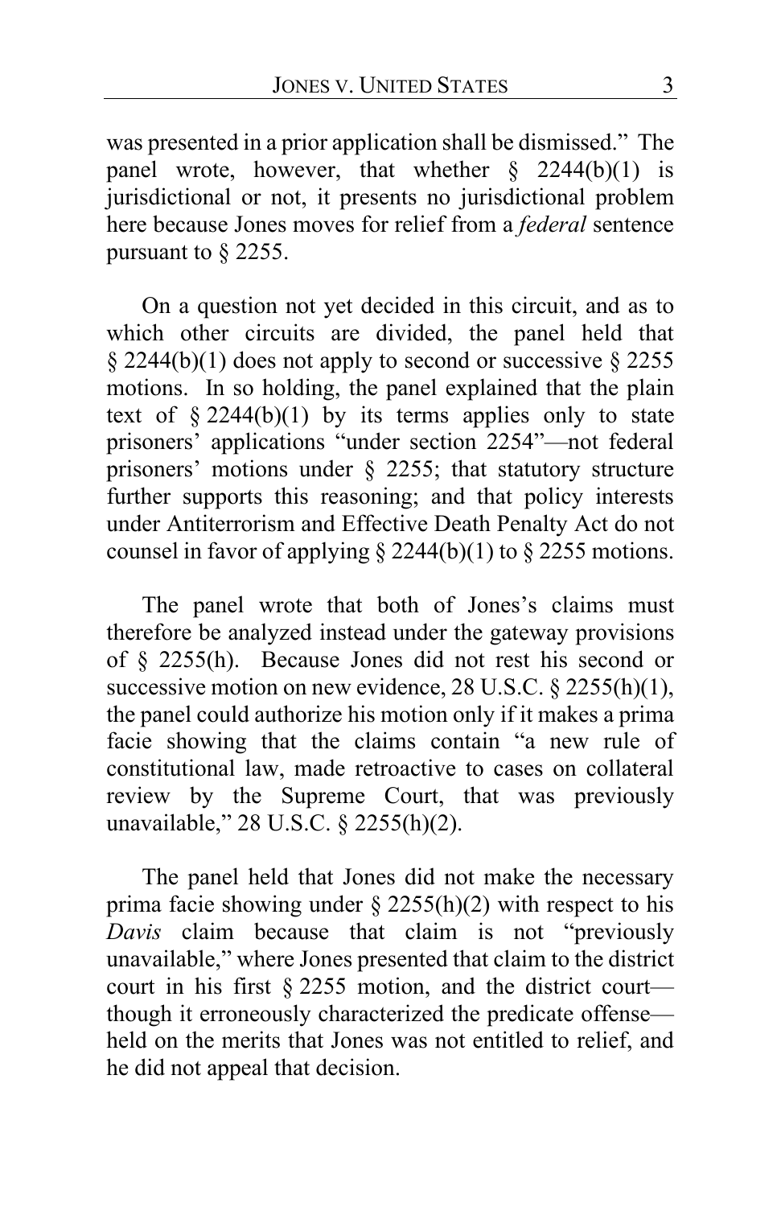was presented in a prior application shall be dismissed." The panel wrote, however, that whether § 2244(b)(1) is jurisdictional or not, it presents no jurisdictional problem here because Jones moves for relief from a *federal* sentence pursuant to § 2255.

On a question not yet decided in this circuit, and as to which other circuits are divided, the panel held that § 2244(b)(1) does not apply to second or successive § 2255 motions. In so holding, the panel explained that the plain text of § 2244(b)(1) by its terms applies only to state prisoners' applications "under section 2254"—not federal prisoners' motions under § 2255; that statutory structure further supports this reasoning; and that policy interests under Antiterrorism and Effective Death Penalty Act do not counsel in favor of applying § 2244(b)(1) to § 2255 motions.

The panel wrote that both of Jones's claims must therefore be analyzed instead under the gateway provisions of § 2255(h). Because Jones did not rest his second or successive motion on new evidence, 28 U.S.C. § 2255(h)(1), the panel could authorize his motion only if it makes a prima facie showing that the claims contain "a new rule of constitutional law, made retroactive to cases on collateral review by the Supreme Court, that was previously unavailable," 28 U.S.C. § 2255(h)(2).

The panel held that Jones did not make the necessary prima facie showing under § 2255(h)(2) with respect to his *Davis* claim because that claim is not "previously unavailable," where Jones presented that claim to the district court in his first § 2255 motion, and the district court—though it erroneously characterized the predicate offense—held on the merits that Jones was not entitled to relief, and he did not appeal that decision.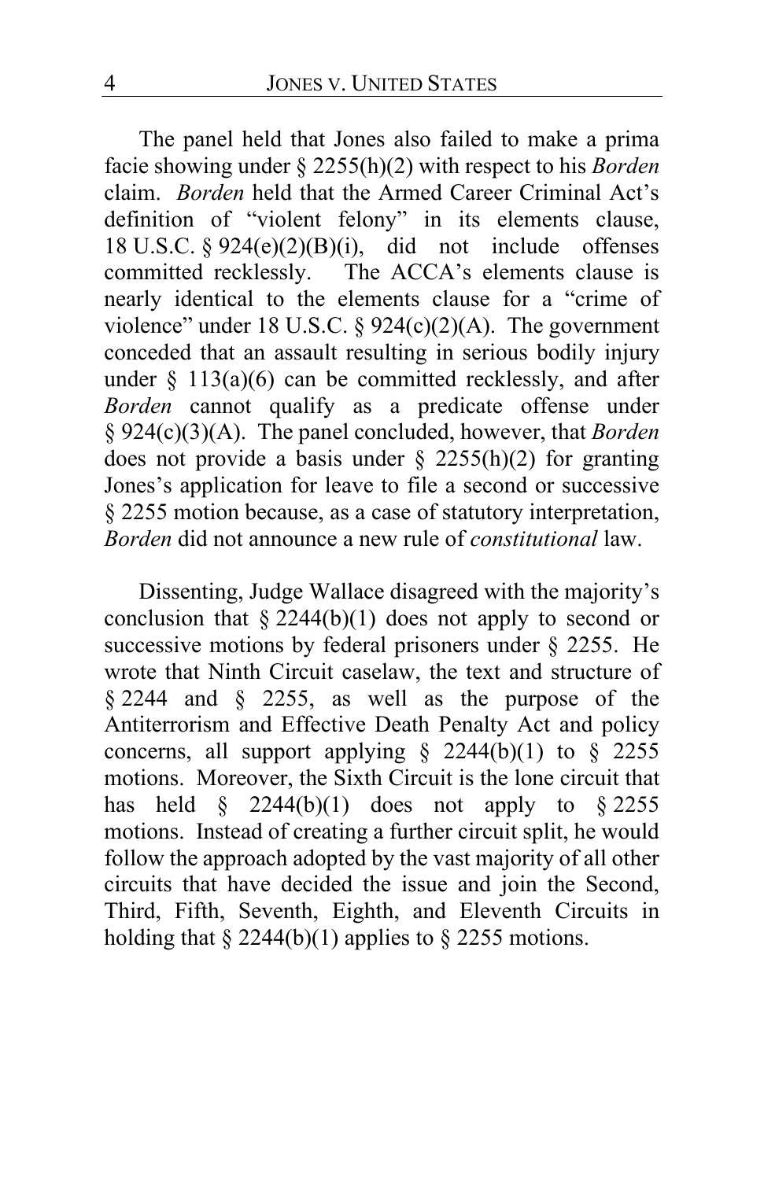The panel held that Jones also failed to make a prima facie showing under § 2255(h)(2) with respect to his *Borden* claim. *Borden* held that the Armed Career Criminal Act's definition of "violent felony" in its elements clause, 18 U.S.C. § 924(e)(2)(B)(i), did not include offenses committed recklessly. The ACCA's elements clause is nearly identical to the elements clause for a "crime of violence" under 18 U.S.C. § 924(c)(2)(A). The government conceded that an assault resulting in serious bodily injury under § 113(a)(6) can be committed recklessly, and after *Borden* cannot qualify as a predicate offense under § 924(c)(3)(A). The panel concluded, however, that *Borden* does not provide a basis under § 2255(h)(2) for granting Jones's application for leave to file a second or successive § 2255 motion because, as a case of statutory interpretation, *Borden* did not announce a new rule of *constitutional* law.

Dissenting, Judge Wallace disagreed with the majority's conclusion that § 2244(b)(1) does not apply to second or successive motions by federal prisoners under § 2255. He wrote that Ninth Circuit caselaw, the text and structure of § 2244 and § 2255, as well as the purpose of the Antiterrorism and Effective Death Penalty Act and policy concerns, all support applying § 2244(b)(1) to § 2255 motions. Moreover, the Sixth Circuit is the lone circuit that has held § 2244(b)(1) does not apply to § 2255 motions. Instead of creating a further circuit split, he would follow the approach adopted by the vast majority of all other circuits that have decided the issue and join the Second, Third, Fifth, Seventh, Eighth, and Eleventh Circuits in holding that § 2244(b)(1) applies to § 2255 motions.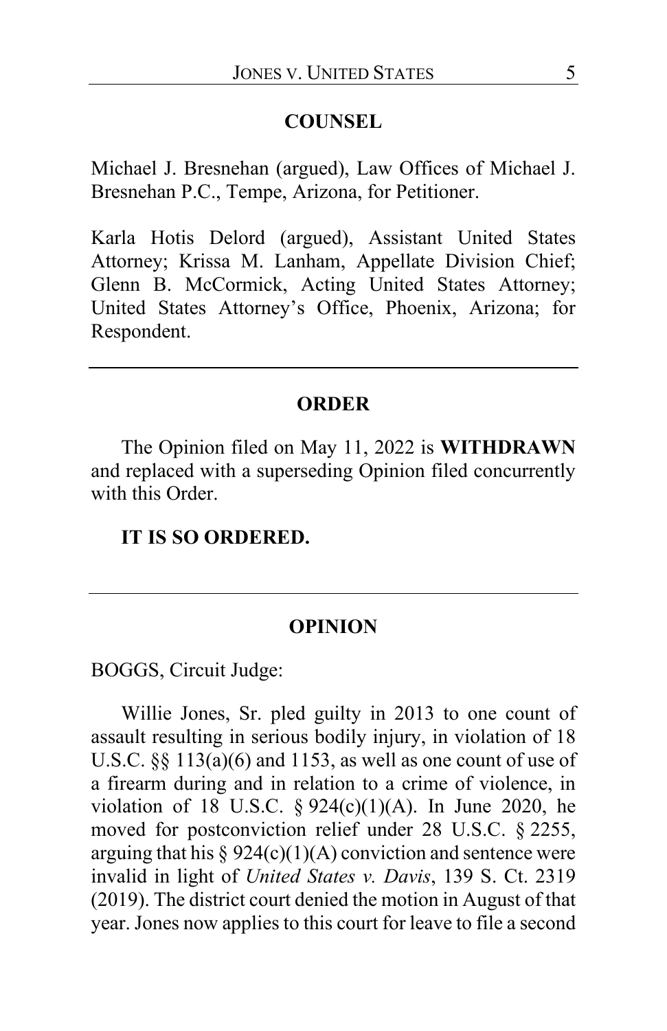## COUNSEL

Michael J. Bresnehan (argued), Law Offices of Michael J. Bresnehan P.C., Tempe, Arizona, for Petitioner.

Karla Hotis Delord (argued), Assistant United States Attorney; Krissa M. Lanham, Appellate Division Chief; Glenn B. McCormick, Acting United States Attorney; United States Attorney's Office, Phoenix, Arizona; for Respondent.

---

## ORDER

The Opinion filed on May 11, 2022 is **WITHDRAWN** and replaced with a superseding Opinion filed concurrently with this Order.

**IT IS SO ORDERED.**

---

## OPINION

BOGGS, Circuit Judge:

Willie Jones, Sr. pled guilty in 2013 to one count of assault resulting in serious bodily injury, in violation of 18 U.S.C. §§ 113(a)(6) and 1153, as well as one count of use of a firearm during and in relation to a crime of violence, in violation of 18 U.S.C. § 924(c)(1)(A). In June 2020, he moved for postconviction relief under 28 U.S.C. § 2255, arguing that his § 924(c)(1)(A) conviction and sentence were invalid in light of *United States v. Davis*, 139 S. Ct. 2319 (2019). The district court denied the motion in August of that year. Jones now applies to this court for leave to file a second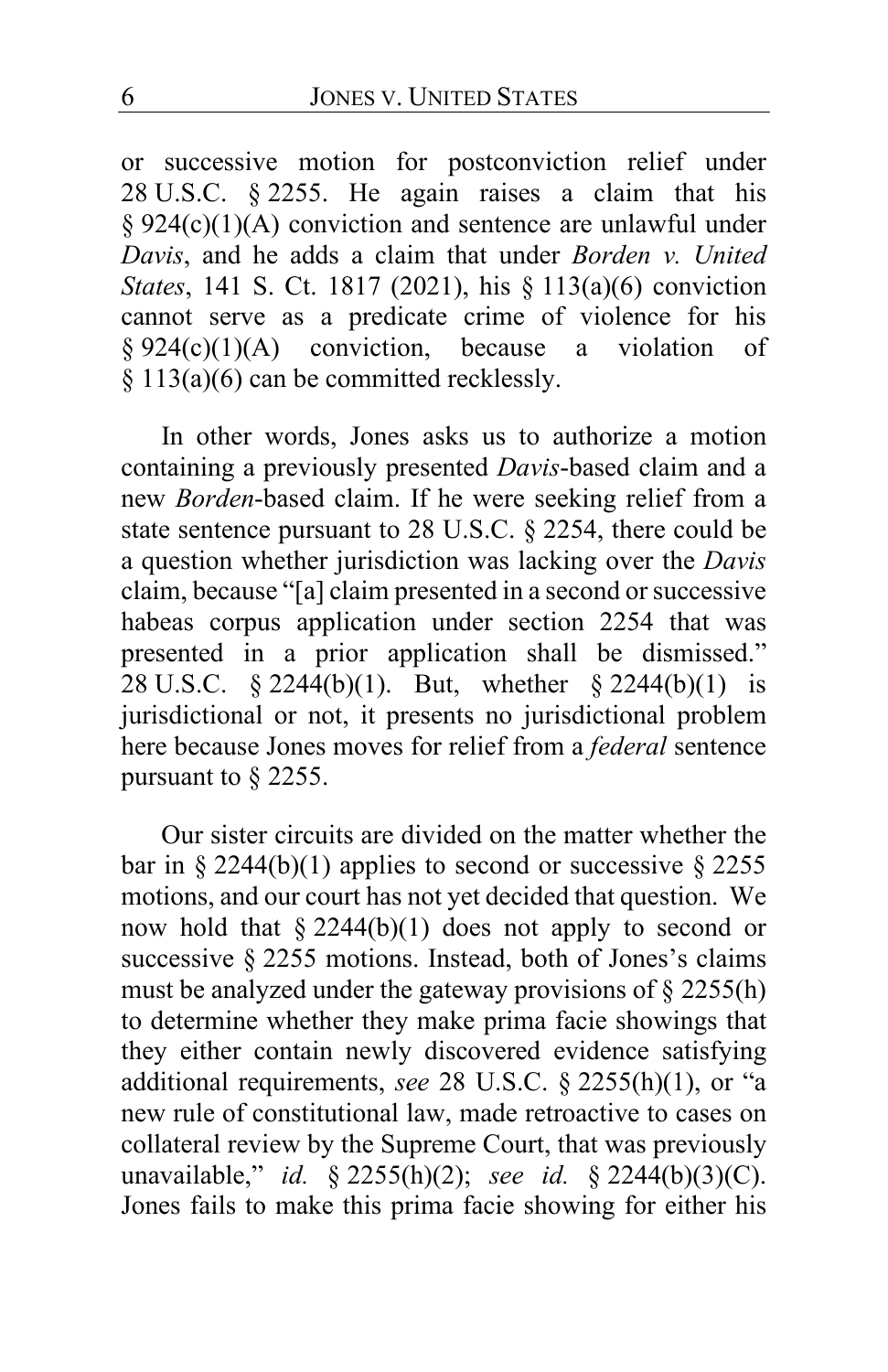or successive motion for postconviction relief under 28 U.S.C. § 2255. He again raises a claim that his § 924(c)(1)(A) conviction and sentence are unlawful under *Davis*, and he adds a claim that under *Borden v. United States*, 141 S. Ct. 1817 (2021), his § 113(a)(6) conviction cannot serve as a predicate crime of violence for his § 924(c)(1)(A) conviction, because a violation of § 113(a)(6) can be committed recklessly.

In other words, Jones asks us to authorize a motion containing a previously presented *Davis*-based claim and a new *Borden*-based claim. If he were seeking relief from a state sentence pursuant to 28 U.S.C. § 2254, there could be a question whether jurisdiction was lacking over the *Davis* claim, because "[a] claim presented in a second or successive habeas corpus application under section 2254 that was presented in a prior application shall be dismissed." 28 U.S.C. § 2244(b)(1). But, whether § 2244(b)(1) is jurisdictional or not, it presents no jurisdictional problem here because Jones moves for relief from a *federal* sentence pursuant to § 2255.

Our sister circuits are divided on the matter whether the bar in § 2244(b)(1) applies to second or successive § 2255 motions, and our court has not yet decided that question. We now hold that § 2244(b)(1) does not apply to second or successive § 2255 motions. Instead, both of Jones's claims must be analyzed under the gateway provisions of § 2255(h) to determine whether they make prima facie showings that they either contain newly discovered evidence satisfying additional requirements, *see* 28 U.S.C. § 2255(h)(1), or "a new rule of constitutional law, made retroactive to cases on collateral review by the Supreme Court, that was previously unavailable," *id.* § 2255(h)(2); *see id.* § 2244(b)(3)(C). Jones fails to make this prima facie showing for either his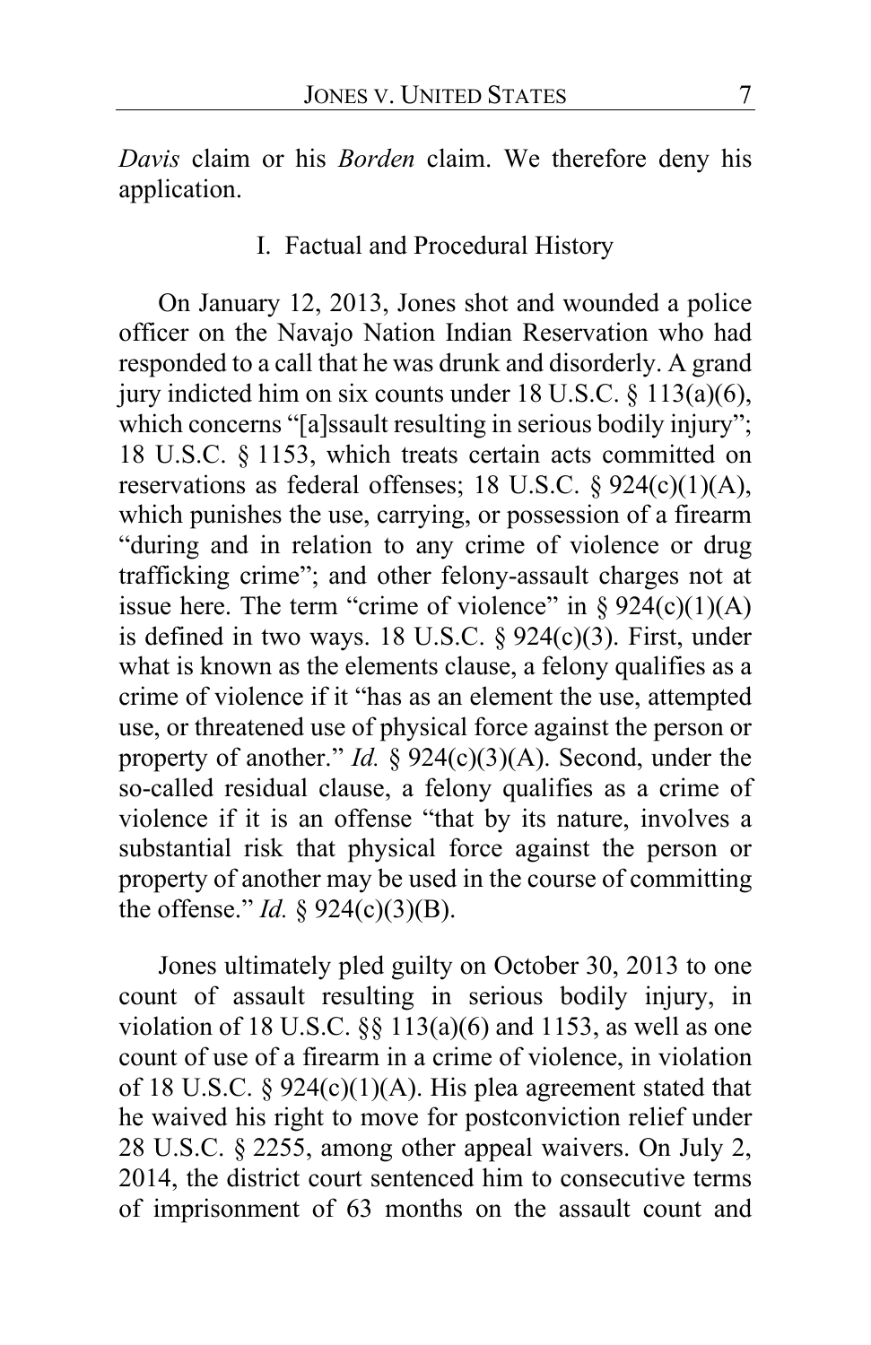*Davis* claim or his *Borden* claim. We therefore deny his application.

## I. Factual and Procedural History

On January 12, 2013, Jones shot and wounded a police officer on the Navajo Nation Indian Reservation who had responded to a call that he was drunk and disorderly. A grand jury indicted him on six counts under 18 U.S.C. § 113(a)(6), which concerns "[a]ssault resulting in serious bodily injury"; 18 U.S.C. § 1153, which treats certain acts committed on reservations as federal offenses; 18 U.S.C. § 924(c)(1)(A), which punishes the use, carrying, or possession of a firearm "during and in relation to any crime of violence or drug trafficking crime"; and other felony-assault charges not at issue here. The term "crime of violence" in § 924(c)(1)(A) is defined in two ways. 18 U.S.C. § 924(c)(3). First, under what is known as the elements clause, a felony qualifies as a crime of violence if it "has as an element the use, attempted use, or threatened use of physical force against the person or property of another." *Id.* § 924(c)(3)(A). Second, under the so-called residual clause, a felony qualifies as a crime of violence if it is an offense "that by its nature, involves a substantial risk that physical force against the person or property of another may be used in the course of committing the offense." *Id.* § 924(c)(3)(B).

Jones ultimately pled guilty on October 30, 2013 to one count of assault resulting in serious bodily injury, in violation of 18 U.S.C. §§ 113(a)(6) and 1153, as well as one count of use of a firearm in a crime of violence, in violation of 18 U.S.C. § 924(c)(1)(A). His plea agreement stated that he waived his right to move for postconviction relief under 28 U.S.C. § 2255, among other appeal waivers. On July 2, 2014, the district court sentenced him to consecutive terms of imprisonment of 63 months on the assault count and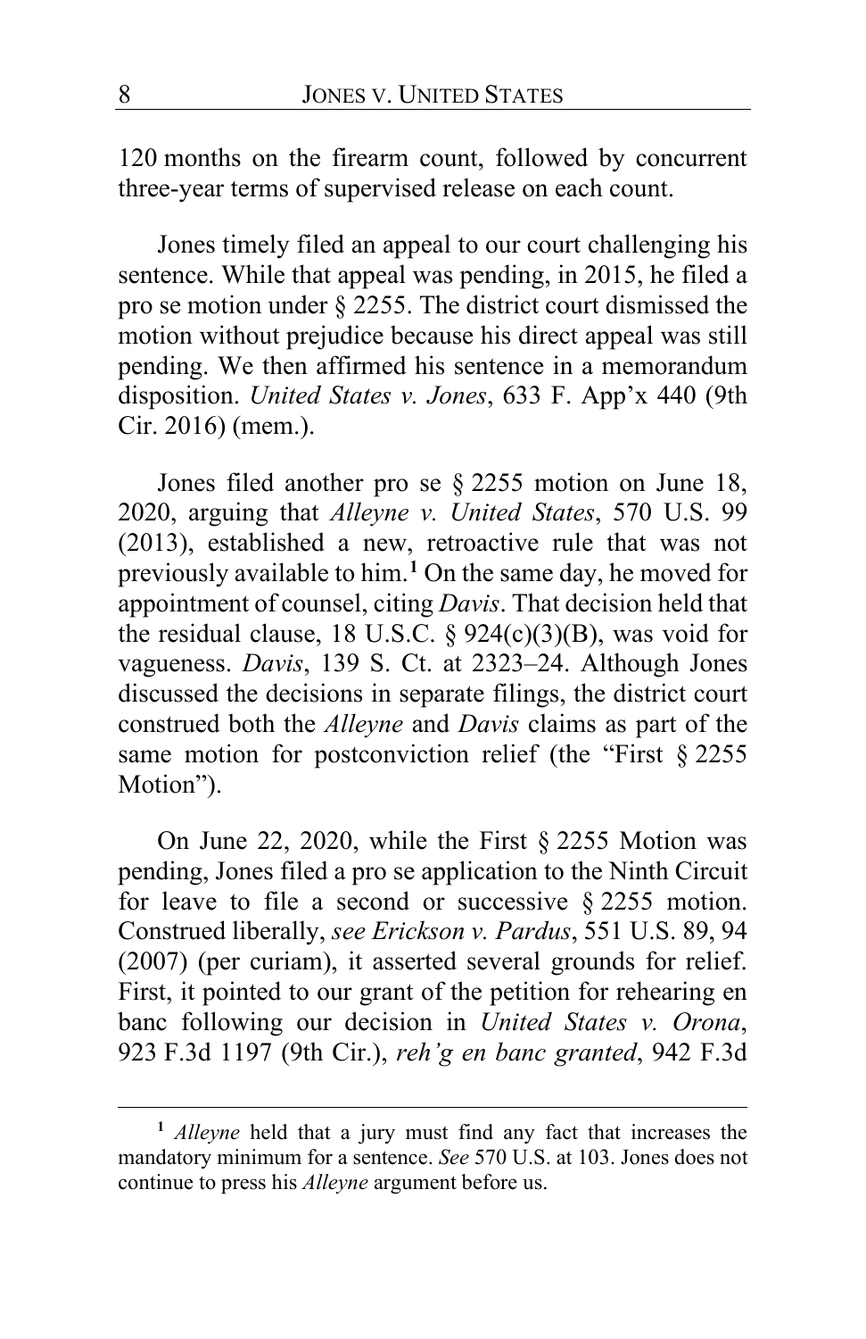120 months on the firearm count, followed by concurrent three-year terms of supervised release on each count.

Jones timely filed an appeal to our court challenging his sentence. While that appeal was pending, in 2015, he filed a pro se motion under § 2255. The district court dismissed the motion without prejudice because his direct appeal was still pending. We then affirmed his sentence in a memorandum disposition. *United States v. Jones*, 633 F. App'x 440 (9th Cir. 2016) (mem.).

Jones filed another pro se § 2255 motion on June 18, 2020, arguing that *Alleyne v. United States*, 570 U.S. 99 (2013), established a new, retroactive rule that was not previously available to him.[1] On the same day, he moved for appointment of counsel, citing *Davis*. That decision held that the residual clause, 18 U.S.C. § 924(c)(3)(B), was void for vagueness. *Davis*, 139 S. Ct. at 2323–24. Although Jones discussed the decisions in separate filings, the district court construed both the *Alleyne* and *Davis* claims as part of the same motion for postconviction relief (the "First § 2255 Motion").

On June 22, 2020, while the First § 2255 Motion was pending, Jones filed a pro se application to the Ninth Circuit for leave to file a second or successive § 2255 motion. Construed liberally, *see Erickson v. Pardus*, 551 U.S. 89, 94 (2007) (per curiam), it asserted several grounds for relief. First, it pointed to our grant of the petition for rehearing en banc following our decision in *United States v. Orona*, 923 F.3d 1197 (9th Cir.), *reh'g en banc granted*, 942 F.3d

---

[1] *Alleyne* held that a jury must find any fact that increases the mandatory minimum for a sentence. *See* 570 U.S. at 103. Jones does not continue to press his *Alleyne* argument before us.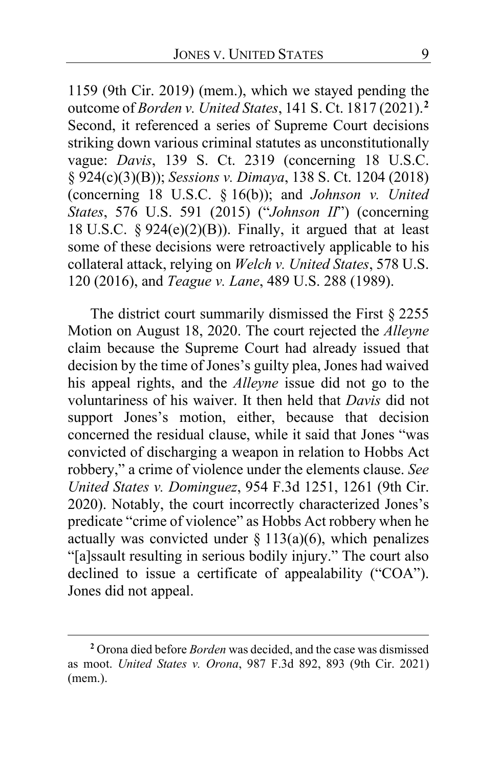1159 (9th Cir. 2019) (mem.), which we stayed pending the outcome of *Borden v. United States*, 141 S. Ct. 1817 (2021).[2] Second, it referenced a series of Supreme Court decisions striking down various criminal statutes as unconstitutionally vague: *Davis*, 139 S. Ct. 2319 (concerning 18 U.S.C. § 924(c)(3)(B)); *Sessions v. Dimaya*, 138 S. Ct. 1204 (2018) (concerning 18 U.S.C. § 16(b)); and *Johnson v. United States*, 576 U.S. 591 (2015) ("*Johnson II*") (concerning 18 U.S.C. § 924(e)(2)(B)). Finally, it argued that at least some of these decisions were retroactively applicable to his collateral attack, relying on *Welch v. United States*, 578 U.S. 120 (2016), and *Teague v. Lane*, 489 U.S. 288 (1989).

The district court summarily dismissed the First § 2255 Motion on August 18, 2020. The court rejected the *Alleyne* claim because the Supreme Court had already issued that decision by the time of Jones's guilty plea, Jones had waived his appeal rights, and the *Alleyne* issue did not go to the voluntariness of his waiver. It then held that *Davis* did not support Jones's motion, either, because that decision concerned the residual clause, while it said that Jones "was convicted of discharging a weapon in relation to Hobbs Act robbery," a crime of violence under the elements clause. *See United States v. Dominguez*, 954 F.3d 1251, 1261 (9th Cir. 2020). Notably, the court incorrectly characterized Jones's predicate "crime of violence" as Hobbs Act robbery when he actually was convicted under § 113(a)(6), which penalizes "[a]ssault resulting in serious bodily injury." The court also declined to issue a certificate of appealability ("COA"). Jones did not appeal.

[2] Orona died before *Borden* was decided, and the case was dismissed as moot. *United States v. Orona*, 987 F.3d 892, 893 (9th Cir. 2021) (mem.).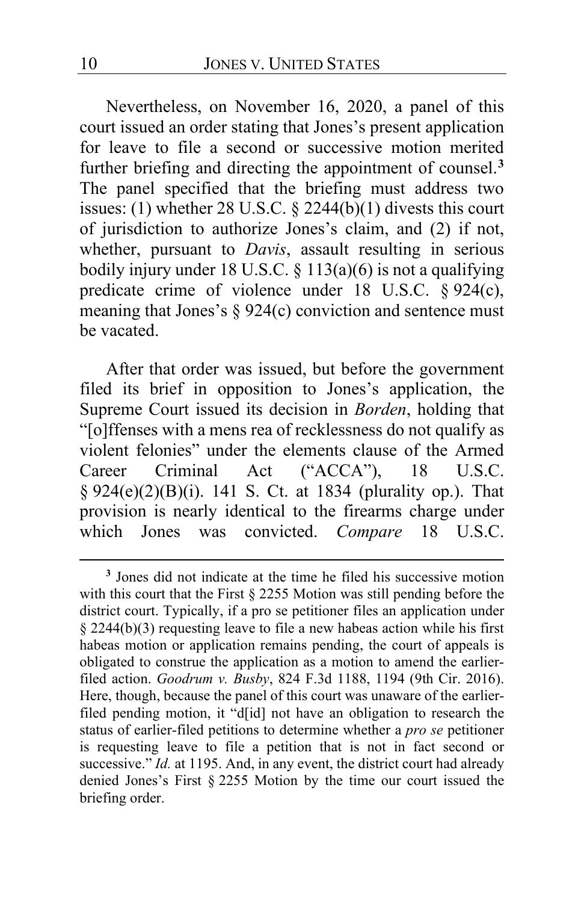Nevertheless, on November 16, 2020, a panel of this court issued an order stating that Jones's present application for leave to file a second or successive motion merited further briefing and directing the appointment of counsel.[3] The panel specified that the briefing must address two issues: (1) whether 28 U.S.C. § 2244(b)(1) divests this court of jurisdiction to authorize Jones's claim, and (2) if not, whether, pursuant to *Davis*, assault resulting in serious bodily injury under 18 U.S.C. § 113(a)(6) is not a qualifying predicate crime of violence under 18 U.S.C. § 924(c), meaning that Jones's § 924(c) conviction and sentence must be vacated.

After that order was issued, but before the government filed its brief in opposition to Jones's application, the Supreme Court issued its decision in *Borden*, holding that "[o]ffenses with a mens rea of recklessness do not qualify as violent felonies" under the elements clause of the Armed Career Criminal Act ("ACCA"), 18 U.S.C. § 924(e)(2)(B)(i). 141 S. Ct. at 1834 (plurality op.). That provision is nearly identical to the firearms charge under which Jones was convicted. *Compare* 18 U.S.C.

[3] Jones did not indicate at the time he filed his successive motion with this court that the First § 2255 Motion was still pending before the district court. Typically, if a pro se petitioner files an application under § 2244(b)(3) requesting leave to file a new habeas action while his first habeas motion or application remains pending, the court of appeals is obligated to construe the application as a motion to amend the earlier-filed action. *Goodrum v. Busby*, 824 F.3d 1188, 1194 (9th Cir. 2016). Here, though, because the panel of this court was unaware of the earlier-filed pending motion, it "d[id] not have an obligation to research the status of earlier-filed petitions to determine whether a *pro se* petitioner is requesting leave to file a petition that is not in fact second or successive." *Id.* at 1195. And, in any event, the district court had already denied Jones's First § 2255 Motion by the time our court issued the briefing order.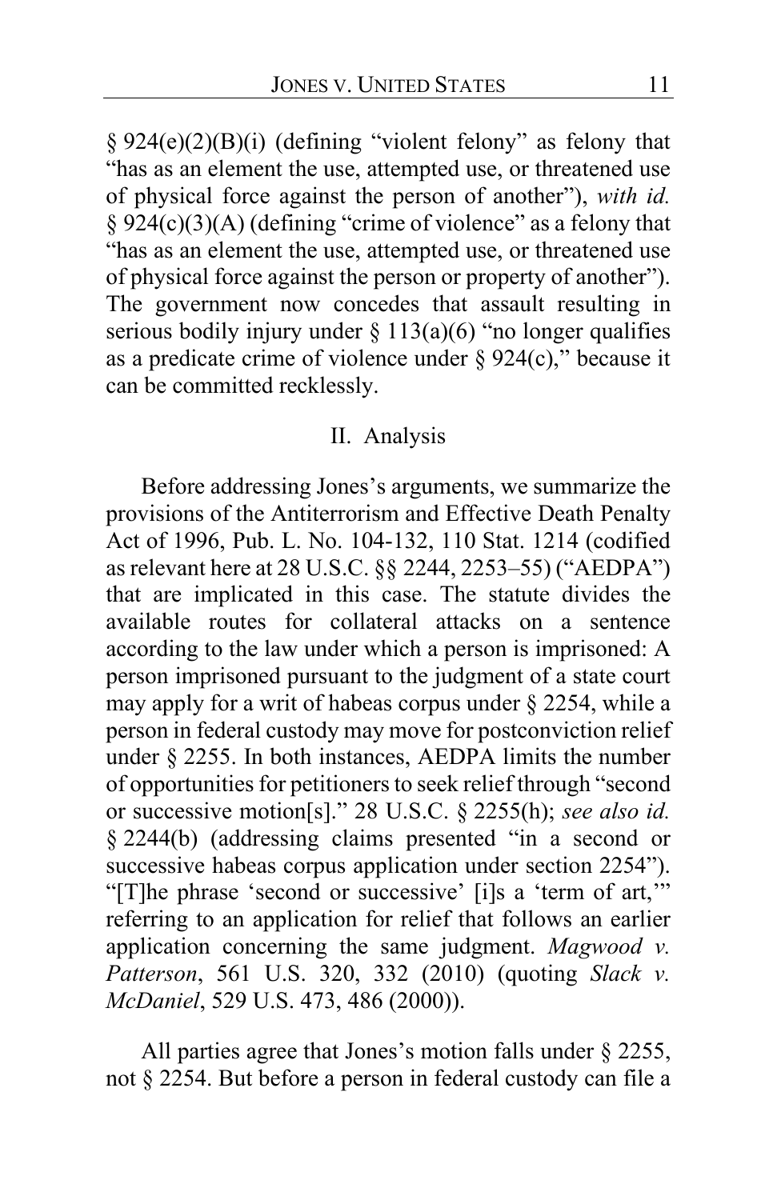§ 924(e)(2)(B)(i) (defining "violent felony" as felony that "has as an element the use, attempted use, or threatened use of physical force against the person of another"), *with id.* § 924(c)(3)(A) (defining "crime of violence" as a felony that "has as an element the use, attempted use, or threatened use of physical force against the person or property of another"). The government now concedes that assault resulting in serious bodily injury under § 113(a)(6) "no longer qualifies as a predicate crime of violence under § 924(c)," because it can be committed recklessly.

## II. Analysis

Before addressing Jones's arguments, we summarize the provisions of the Antiterrorism and Effective Death Penalty Act of 1996, Pub. L. No. 104-132, 110 Stat. 1214 (codified as relevant here at 28 U.S.C. §§ 2244, 2253–55) ("AEDPA") that are implicated in this case. The statute divides the available routes for collateral attacks on a sentence according to the law under which a person is imprisoned: A person imprisoned pursuant to the judgment of a state court may apply for a writ of habeas corpus under § 2254, while a person in federal custody may move for postconviction relief under § 2255. In both instances, AEDPA limits the number of opportunities for petitioners to seek relief through "second or successive motion[s]." 28 U.S.C. § 2255(h); *see also id.* § 2244(b) (addressing claims presented "in a second or successive habeas corpus application under section 2254"). "[T]he phrase 'second or successive' [i]s a 'term of art,'" referring to an application for relief that follows an earlier application concerning the same judgment. *Magwood v. Patterson*, 561 U.S. 320, 332 (2010) (quoting *Slack v. McDaniel*, 529 U.S. 473, 486 (2000)).

All parties agree that Jones's motion falls under § 2255, not § 2254. But before a person in federal custody can file a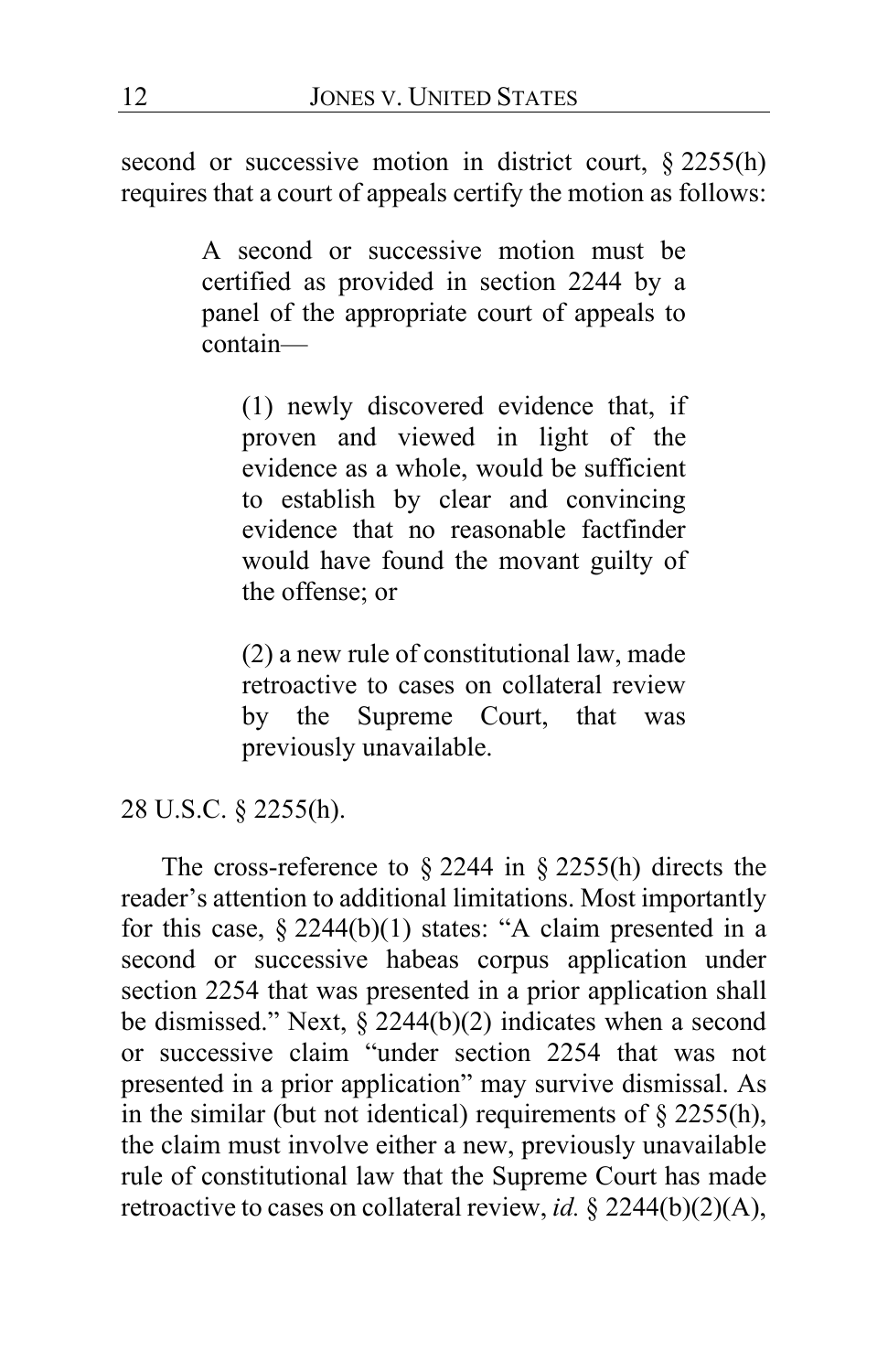second or successive motion in district court, § 2255(h) requires that a court of appeals certify the motion as follows:

> A second or successive motion must be certified as provided in section 2244 by a panel of the appropriate court of appeals to contain—
>
> > (1) newly discovered evidence that, if proven and viewed in light of the evidence as a whole, would be sufficient to establish by clear and convincing evidence that no reasonable factfinder would have found the movant guilty of the offense; or
> >
> > (2) a new rule of constitutional law, made retroactive to cases on collateral review by the Supreme Court, that was previously unavailable.

28 U.S.C. § 2255(h).

The cross-reference to § 2244 in § 2255(h) directs the reader's attention to additional limitations. Most importantly for this case, § 2244(b)(1) states: "A claim presented in a second or successive habeas corpus application under section 2254 that was presented in a prior application shall be dismissed." Next, § 2244(b)(2) indicates when a second or successive claim "under section 2254 that was not presented in a prior application" may survive dismissal. As in the similar (but not identical) requirements of § 2255(h), the claim must involve either a new, previously unavailable rule of constitutional law that the Supreme Court has made retroactive to cases on collateral review, *id.* § 2244(b)(2)(A),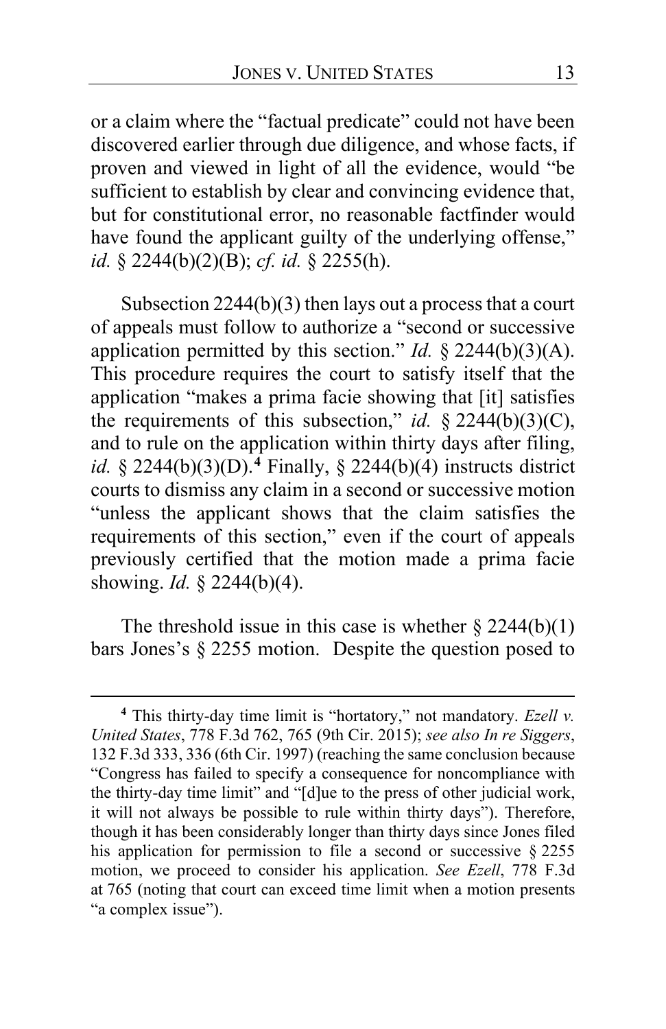or a claim where the "factual predicate" could not have been discovered earlier through due diligence, and whose facts, if proven and viewed in light of all the evidence, would "be sufficient to establish by clear and convincing evidence that, but for constitutional error, no reasonable factfinder would have found the applicant guilty of the underlying offense," *id.* § 2244(b)(2)(B); *cf. id.* § 2255(h).

Subsection 2244(b)(3) then lays out a process that a court of appeals must follow to authorize a "second or successive application permitted by this section." *Id.* § 2244(b)(3)(A). This procedure requires the court to satisfy itself that the application "makes a prima facie showing that [it] satisfies the requirements of this subsection," *id.* § 2244(b)(3)(C), and to rule on the application within thirty days after filing, *id.* § 2244(b)(3)(D).[4] Finally, § 2244(b)(4) instructs district courts to dismiss any claim in a second or successive motion "unless the applicant shows that the claim satisfies the requirements of this section," even if the court of appeals previously certified that the motion made a prima facie showing. *Id.* § 2244(b)(4).

The threshold issue in this case is whether § 2244(b)(1) bars Jones's § 2255 motion. Despite the question posed to

---

[4] This thirty-day time limit is "hortatory," not mandatory. *Ezell v. United States*, 778 F.3d 762, 765 (9th Cir. 2015); *see also In re Siggers*, 132 F.3d 333, 336 (6th Cir. 1997) (reaching the same conclusion because "Congress has failed to specify a consequence for noncompliance with the thirty-day time limit" and "[d]ue to the press of other judicial work, it will not always be possible to rule within thirty days"). Therefore, though it has been considerably longer than thirty days since Jones filed his application for permission to file a second or successive § 2255 motion, we proceed to consider his application. *See Ezell*, 778 F.3d at 765 (noting that court can exceed time limit when a motion presents "a complex issue").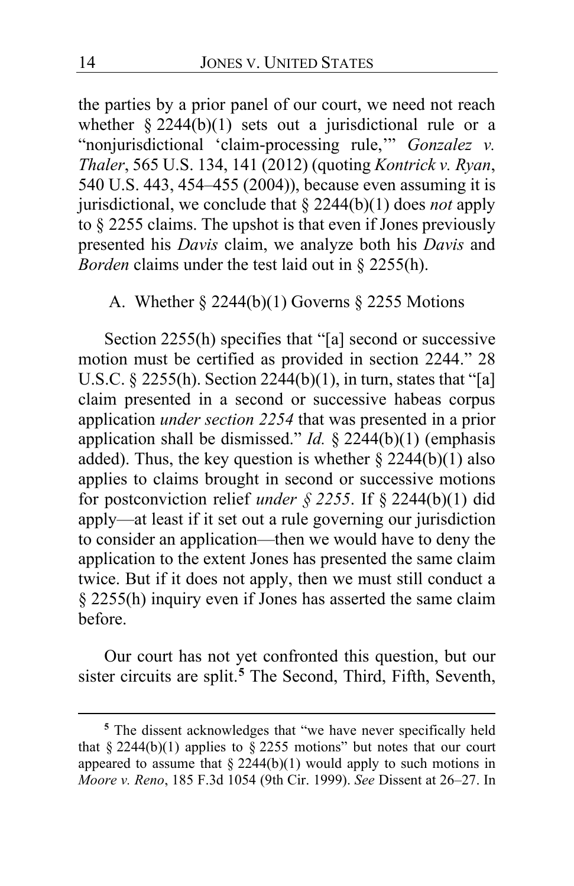the parties by a prior panel of our court, we need not reach whether § 2244(b)(1) sets out a jurisdictional rule or a "nonjurisdictional 'claim-processing rule,'" *Gonzalez v. Thaler*, 565 U.S. 134, 141 (2012) (quoting *Kontrick v. Ryan*, 540 U.S. 443, 454–455 (2004)), because even assuming it is jurisdictional, we conclude that § 2244(b)(1) does *not* apply to § 2255 claims. The upshot is that even if Jones previously presented his *Davis* claim, we analyze both his *Davis* and *Borden* claims under the test laid out in § 2255(h).

A. Whether § 2244(b)(1) Governs § 2255 Motions

Section 2255(h) specifies that "[a] second or successive motion must be certified as provided in section 2244." 28 U.S.C. § 2255(h). Section 2244(b)(1), in turn, states that "[a] claim presented in a second or successive habeas corpus application *under section 2254* that was presented in a prior application shall be dismissed." *Id.* § 2244(b)(1) (emphasis added). Thus, the key question is whether § 2244(b)(1) also applies to claims brought in second or successive motions for postconviction relief *under § 2255*. If § 2244(b)(1) did apply—at least if it set out a rule governing our jurisdiction to consider an application—then we would have to deny the application to the extent Jones has presented the same claim twice. But if it does not apply, then we must still conduct a § 2255(h) inquiry even if Jones has asserted the same claim before.

Our court has not yet confronted this question, but our sister circuits are split.[5] The Second, Third, Fifth, Seventh,

[5] The dissent acknowledges that "we have never specifically held that § 2244(b)(1) applies to § 2255 motions" but notes that our court appeared to assume that § 2244(b)(1) would apply to such motions in *Moore v. Reno*, 185 F.3d 1054 (9th Cir. 1999). *See* Dissent at 26–27. In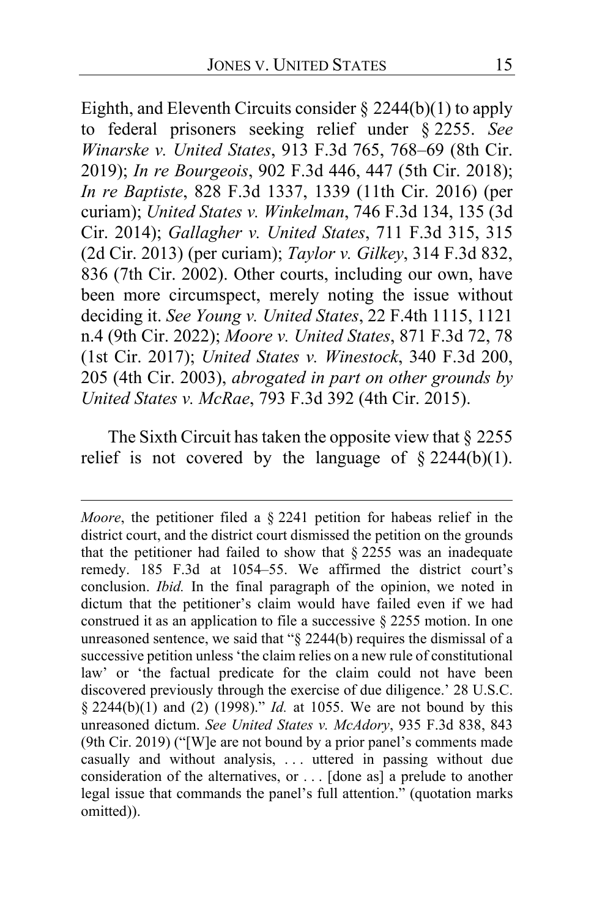Eighth, and Eleventh Circuits consider § 2244(b)(1) to apply to federal prisoners seeking relief under § 2255. *See Winarske v. United States*, 913 F.3d 765, 768–69 (8th Cir. 2019); *In re Bourgeois*, 902 F.3d 446, 447 (5th Cir. 2018); *In re Baptiste*, 828 F.3d 1337, 1339 (11th Cir. 2016) (per curiam); *United States v. Winkelman*, 746 F.3d 134, 135 (3d Cir. 2014); *Gallagher v. United States*, 711 F.3d 315, 315 (2d Cir. 2013) (per curiam); *Taylor v. Gilkey*, 314 F.3d 832, 836 (7th Cir. 2002). Other courts, including our own, have been more circumspect, merely noting the issue without deciding it. *See Young v. United States*, 22 F.4th 1115, 1121 n.4 (9th Cir. 2022); *Moore v. United States*, 871 F.3d 72, 78 (1st Cir. 2017); *United States v. Winestock*, 340 F.3d 200, 205 (4th Cir. 2003), *abrogated in part on other grounds by United States v. McRae*, 793 F.3d 392 (4th Cir. 2015).

The Sixth Circuit has taken the opposite view that § 2255 relief is not covered by the language of § 2244(b)(1).

---

*Moore*, the petitioner filed a § 2241 petition for habeas relief in the district court, and the district court dismissed the petition on the grounds that the petitioner had failed to show that § 2255 was an inadequate remedy. 185 F.3d at 1054–55. We affirmed the district court's conclusion. *Ibid.* In the final paragraph of the opinion, we noted in dictum that the petitioner's claim would have failed even if we had construed it as an application to file a successive § 2255 motion. In one unreasoned sentence, we said that "§ 2244(b) requires the dismissal of a successive petition unless 'the claim relies on a new rule of constitutional law' or 'the factual predicate for the claim could not have been discovered previously through the exercise of due diligence.' 28 U.S.C. § 2244(b)(1) and (2) (1998)." *Id.* at 1055. We are not bound by this unreasoned dictum. *See United States v. McAdory*, 935 F.3d 838, 843 (9th Cir. 2019) ("[W]e are not bound by a prior panel's comments made casually and without analysis, . . . uttered in passing without due consideration of the alternatives, or . . . [done as] a prelude to another legal issue that commands the panel's full attention." (quotation marks omitted)).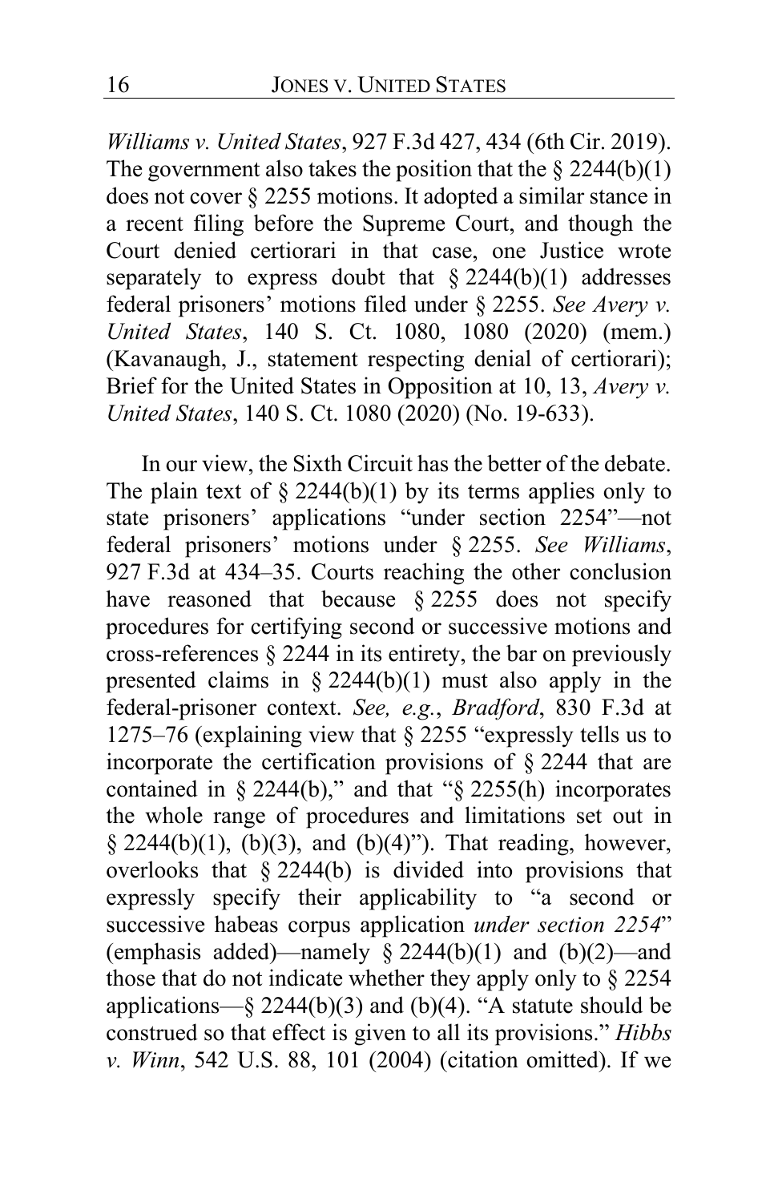*Williams v. United States*, 927 F.3d 427, 434 (6th Cir. 2019). The government also takes the position that the § 2244(b)(1) does not cover § 2255 motions. It adopted a similar stance in a recent filing before the Supreme Court, and though the Court denied certiorari in that case, one Justice wrote separately to express doubt that § 2244(b)(1) addresses federal prisoners' motions filed under § 2255. *See Avery v. United States*, 140 S. Ct. 1080, 1080 (2020) (mem.) (Kavanaugh, J., statement respecting denial of certiorari); Brief for the United States in Opposition at 10, 13, *Avery v. United States*, 140 S. Ct. 1080 (2020) (No. 19-633).

In our view, the Sixth Circuit has the better of the debate. The plain text of § 2244(b)(1) by its terms applies only to state prisoners' applications "under section 2254"—not federal prisoners' motions under § 2255. *See Williams*, 927 F.3d at 434–35. Courts reaching the other conclusion have reasoned that because § 2255 does not specify procedures for certifying second or successive motions and cross-references § 2244 in its entirety, the bar on previously presented claims in § 2244(b)(1) must also apply in the federal-prisoner context. *See, e.g.*, *Bradford*, 830 F.3d at 1275–76 (explaining view that § 2255 "expressly tells us to incorporate the certification provisions of § 2244 that are contained in § 2244(b)," and that "§ 2255(h) incorporates the whole range of procedures and limitations set out in § 2244(b)(1), (b)(3), and (b)(4)"). That reading, however, overlooks that § 2244(b) is divided into provisions that expressly specify their applicability to "a second or successive habeas corpus application *under section 2254*" (emphasis added)—namely § 2244(b)(1) and (b)(2)—and those that do not indicate whether they apply only to § 2254 applications—§ 2244(b)(3) and (b)(4). "A statute should be construed so that effect is given to all its provisions." *Hibbs v. Winn*, 542 U.S. 88, 101 (2004) (citation omitted). If we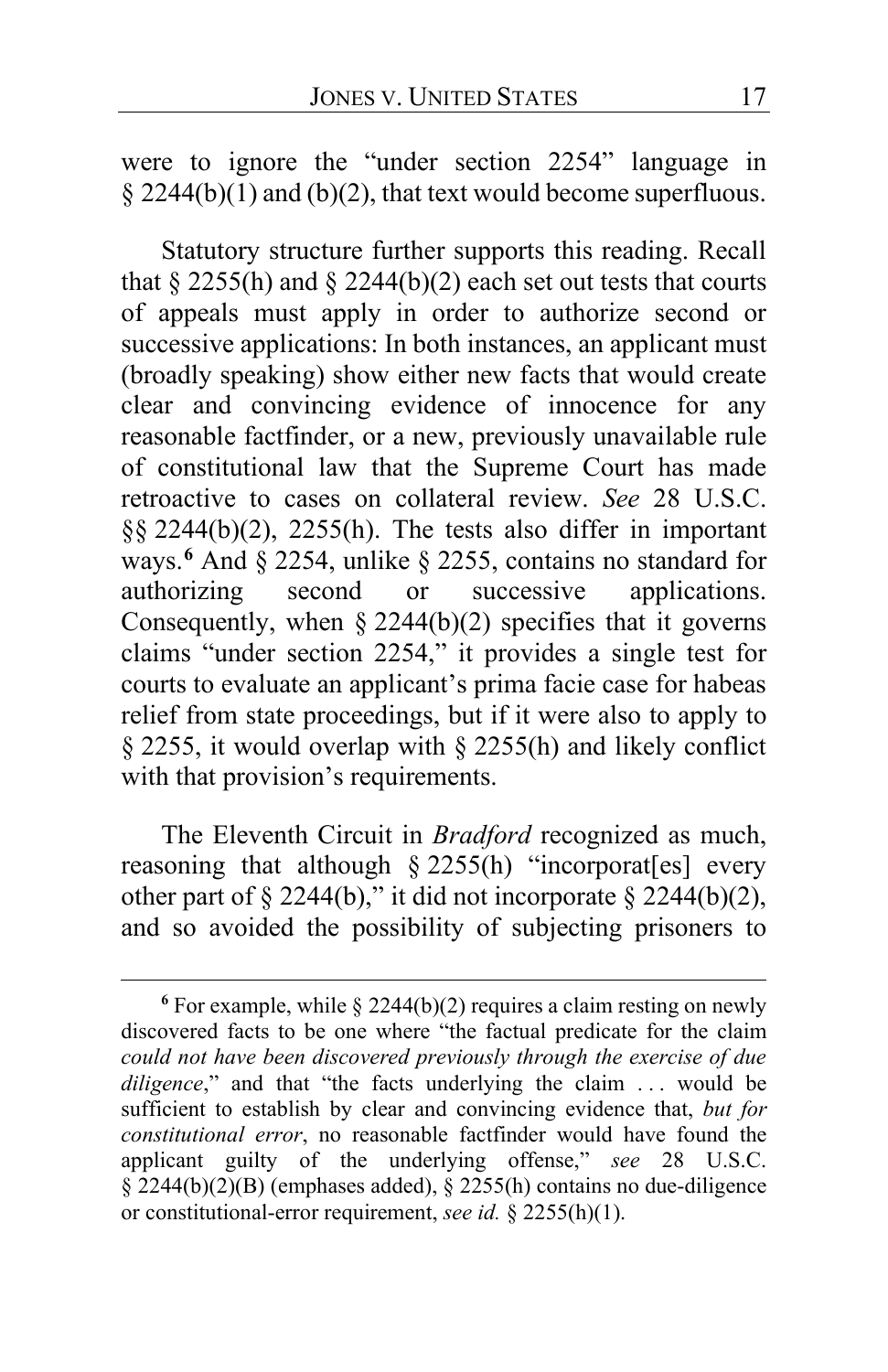were to ignore the "under section 2254" language in § 2244(b)(1) and (b)(2), that text would become superfluous.

Statutory structure further supports this reading. Recall that § 2255(h) and § 2244(b)(2) each set out tests that courts of appeals must apply in order to authorize second or successive applications: In both instances, an applicant must (broadly speaking) show either new facts that would create clear and convincing evidence of innocence for any reasonable factfinder, or a new, previously unavailable rule of constitutional law that the Supreme Court has made retroactive to cases on collateral review. *See* 28 U.S.C. §§ 2244(b)(2), 2255(h). The tests also differ in important ways.[6] And § 2254, unlike § 2255, contains no standard for authorizing second or successive applications. Consequently, when § 2244(b)(2) specifies that it governs claims "under section 2254," it provides a single test for courts to evaluate an applicant's prima facie case for habeas relief from state proceedings, but if it were also to apply to § 2255, it would overlap with § 2255(h) and likely conflict with that provision's requirements.

The Eleventh Circuit in *Bradford* recognized as much, reasoning that although § 2255(h) "incorporat[es] every other part of § 2244(b)," it did not incorporate § 2244(b)(2), and so avoided the possibility of subjecting prisoners to

[6] For example, while § 2244(b)(2) requires a claim resting on newly discovered facts to be one where "the factual predicate for the claim *could not have been discovered previously through the exercise of due diligence*," and that "the facts underlying the claim . . . would be sufficient to establish by clear and convincing evidence that, *but for constitutional error*, no reasonable factfinder would have found the applicant guilty of the underlying offense," *see* 28 U.S.C. § 2244(b)(2)(B) (emphases added), § 2255(h) contains no due-diligence or constitutional-error requirement, *see id.* § 2255(h)(1).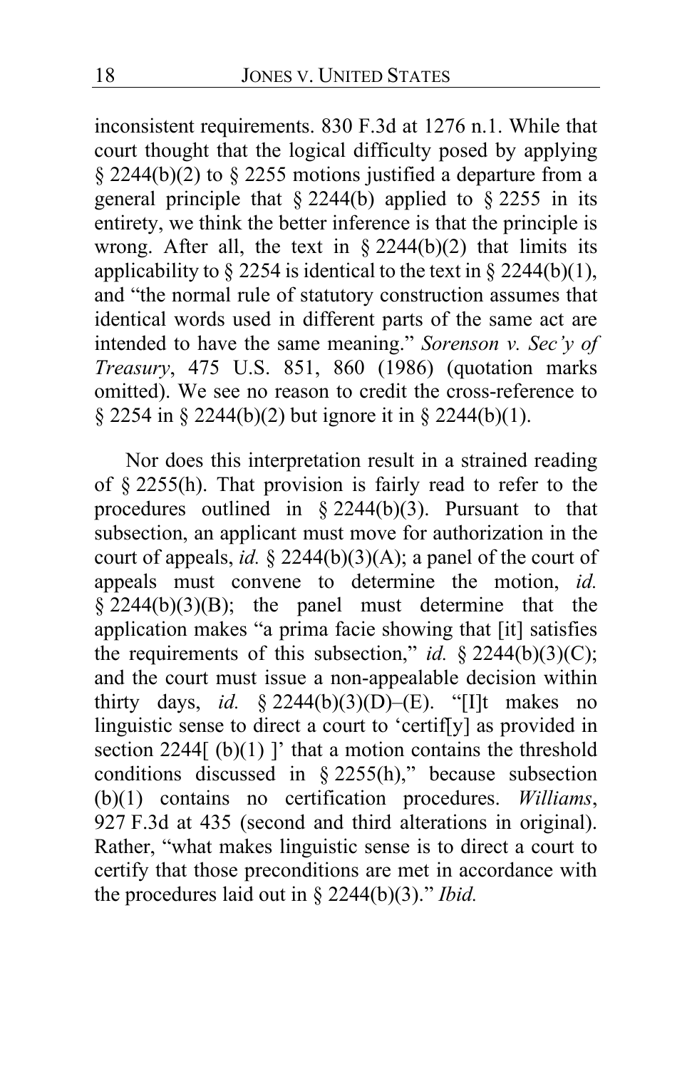inconsistent requirements. 830 F.3d at 1276 n.1. While that court thought that the logical difficulty posed by applying § 2244(b)(2) to § 2255 motions justified a departure from a general principle that § 2244(b) applied to § 2255 in its entirety, we think the better inference is that the principle is wrong. After all, the text in § 2244(b)(2) that limits its applicability to § 2254 is identical to the text in § 2244(b)(1), and "the normal rule of statutory construction assumes that identical words used in different parts of the same act are intended to have the same meaning." *Sorenson v. Sec'y of Treasury*, 475 U.S. 851, 860 (1986) (quotation marks omitted). We see no reason to credit the cross-reference to § 2254 in § 2244(b)(2) but ignore it in § 2244(b)(1).

Nor does this interpretation result in a strained reading of § 2255(h). That provision is fairly read to refer to the procedures outlined in § 2244(b)(3). Pursuant to that subsection, an applicant must move for authorization in the court of appeals, *id.* § 2244(b)(3)(A); a panel of the court of appeals must convene to determine the motion, *id.* § 2244(b)(3)(B); the panel must determine that the application makes "a prima facie showing that [it] satisfies the requirements of this subsection," *id.* § 2244(b)(3)(C); and the court must issue a non-appealable decision within thirty days, *id.* § 2244(b)(3)(D)–(E). "[I]t makes no linguistic sense to direct a court to 'certif[y] as provided in section 2244[ (b)(1) ]' that a motion contains the threshold conditions discussed in § 2255(h)," because subsection (b)(1) contains no certification procedures. *Williams*, 927 F.3d at 435 (second and third alterations in original). Rather, "what makes linguistic sense is to direct a court to certify that those preconditions are met in accordance with the procedures laid out in § 2244(b)(3)." *Ibid.*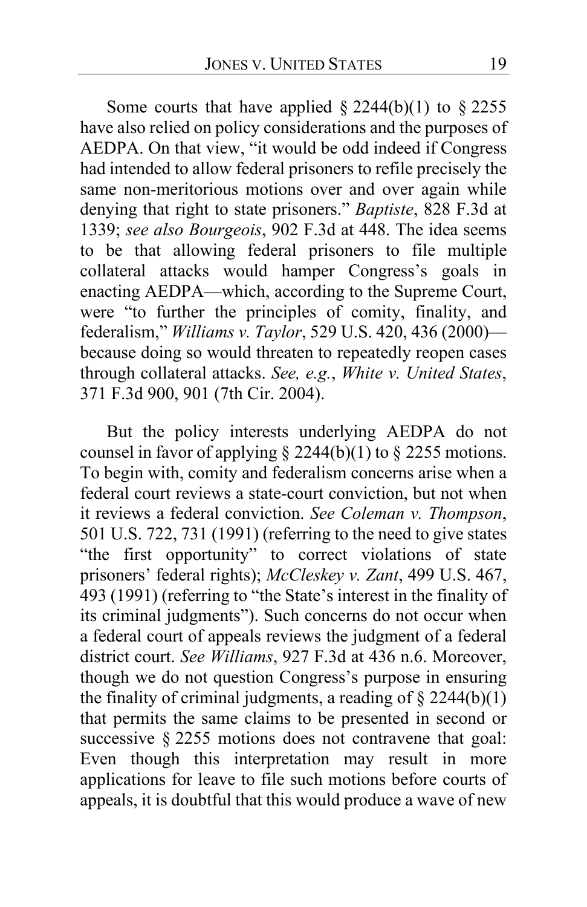Some courts that have applied § 2244(b)(1) to § 2255 have also relied on policy considerations and the purposes of AEDPA. On that view, "it would be odd indeed if Congress had intended to allow federal prisoners to refile precisely the same non-meritorious motions over and over again while denying that right to state prisoners." *Baptiste*, 828 F.3d at 1339; *see also Bourgeois*, 902 F.3d at 448. The idea seems to be that allowing federal prisoners to file multiple collateral attacks would hamper Congress's goals in enacting AEDPA—which, according to the Supreme Court, were "to further the principles of comity, finality, and federalism," *Williams v. Taylor*, 529 U.S. 420, 436 (2000)—because doing so would threaten to repeatedly reopen cases through collateral attacks. *See, e.g.*, *White v. United States*, 371 F.3d 900, 901 (7th Cir. 2004).

But the policy interests underlying AEDPA do not counsel in favor of applying § 2244(b)(1) to § 2255 motions. To begin with, comity and federalism concerns arise when a federal court reviews a state-court conviction, but not when it reviews a federal conviction. *See Coleman v. Thompson*, 501 U.S. 722, 731 (1991) (referring to the need to give states "the first opportunity" to correct violations of state prisoners' federal rights); *McCleskey v. Zant*, 499 U.S. 467, 493 (1991) (referring to "the State's interest in the finality of its criminal judgments"). Such concerns do not occur when a federal court of appeals reviews the judgment of a federal district court. *See Williams*, 927 F.3d at 436 n.6. Moreover, though we do not question Congress's purpose in ensuring the finality of criminal judgments, a reading of § 2244(b)(1) that permits the same claims to be presented in second or successive § 2255 motions does not contravene that goal: Even though this interpretation may result in more applications for leave to file such motions before courts of appeals, it is doubtful that this would produce a wave of new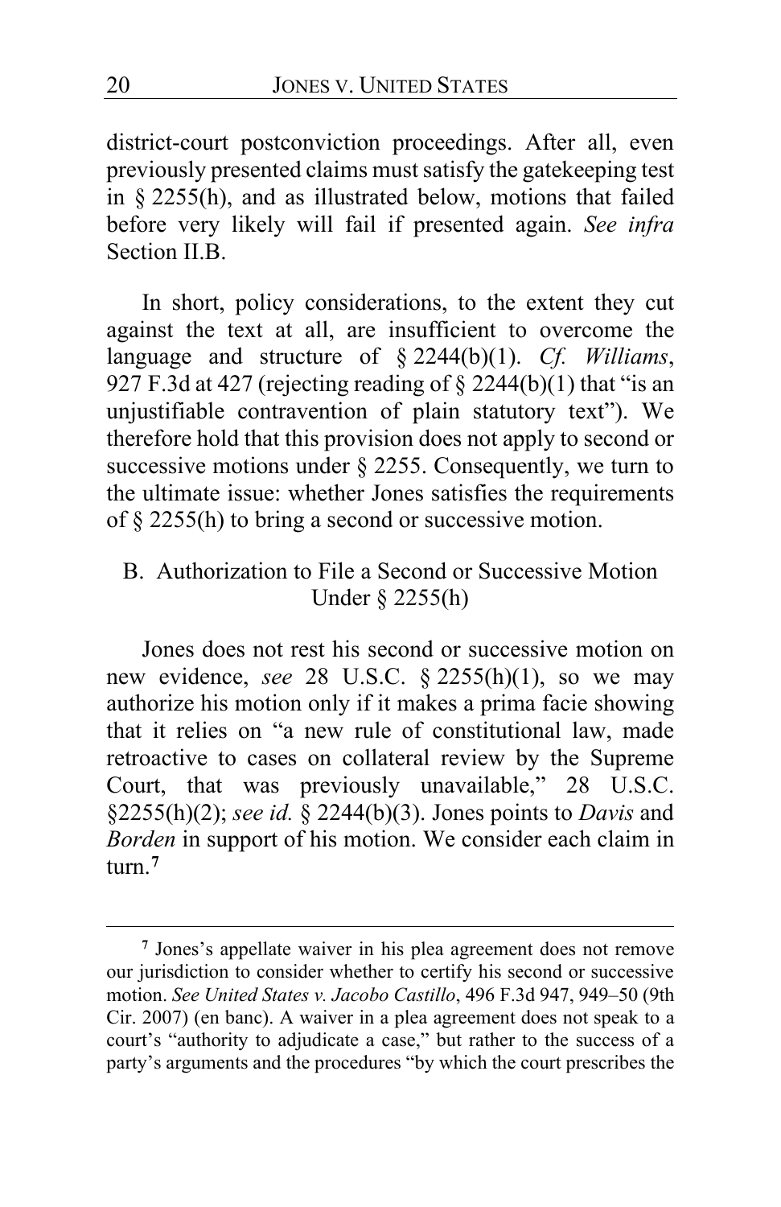district-court postconviction proceedings. After all, even previously presented claims must satisfy the gatekeeping test in § 2255(h), and as illustrated below, motions that failed before very likely will fail if presented again. *See infra* Section II.B.

In short, policy considerations, to the extent they cut against the text at all, are insufficient to overcome the language and structure of § 2244(b)(1). *Cf. Williams*, 927 F.3d at 427 (rejecting reading of § 2244(b)(1) that "is an unjustifiable contravention of plain statutory text"). We therefore hold that this provision does not apply to second or successive motions under § 2255. Consequently, we turn to the ultimate issue: whether Jones satisfies the requirements of § 2255(h) to bring a second or successive motion.

## B. Authorization to File a Second or Successive Motion Under § 2255(h)

Jones does not rest his second or successive motion on new evidence, *see* 28 U.S.C. § 2255(h)(1), so we may authorize his motion only if it makes a prima facie showing that it relies on "a new rule of constitutional law, made retroactive to cases on collateral review by the Supreme Court, that was previously unavailable," 28 U.S.C. §2255(h)(2); *see id.* § 2244(b)(3). Jones points to *Davis* and *Borden* in support of his motion. We consider each claim in turn.[7]

---

[7] Jones's appellate waiver in his plea agreement does not remove our jurisdiction to consider whether to certify his second or successive motion. *See United States v. Jacobo Castillo*, 496 F.3d 947, 949–50 (9th Cir. 2007) (en banc). A waiver in a plea agreement does not speak to a court's "authority to adjudicate a case," but rather to the success of a party's arguments and the procedures "by which the court prescribes the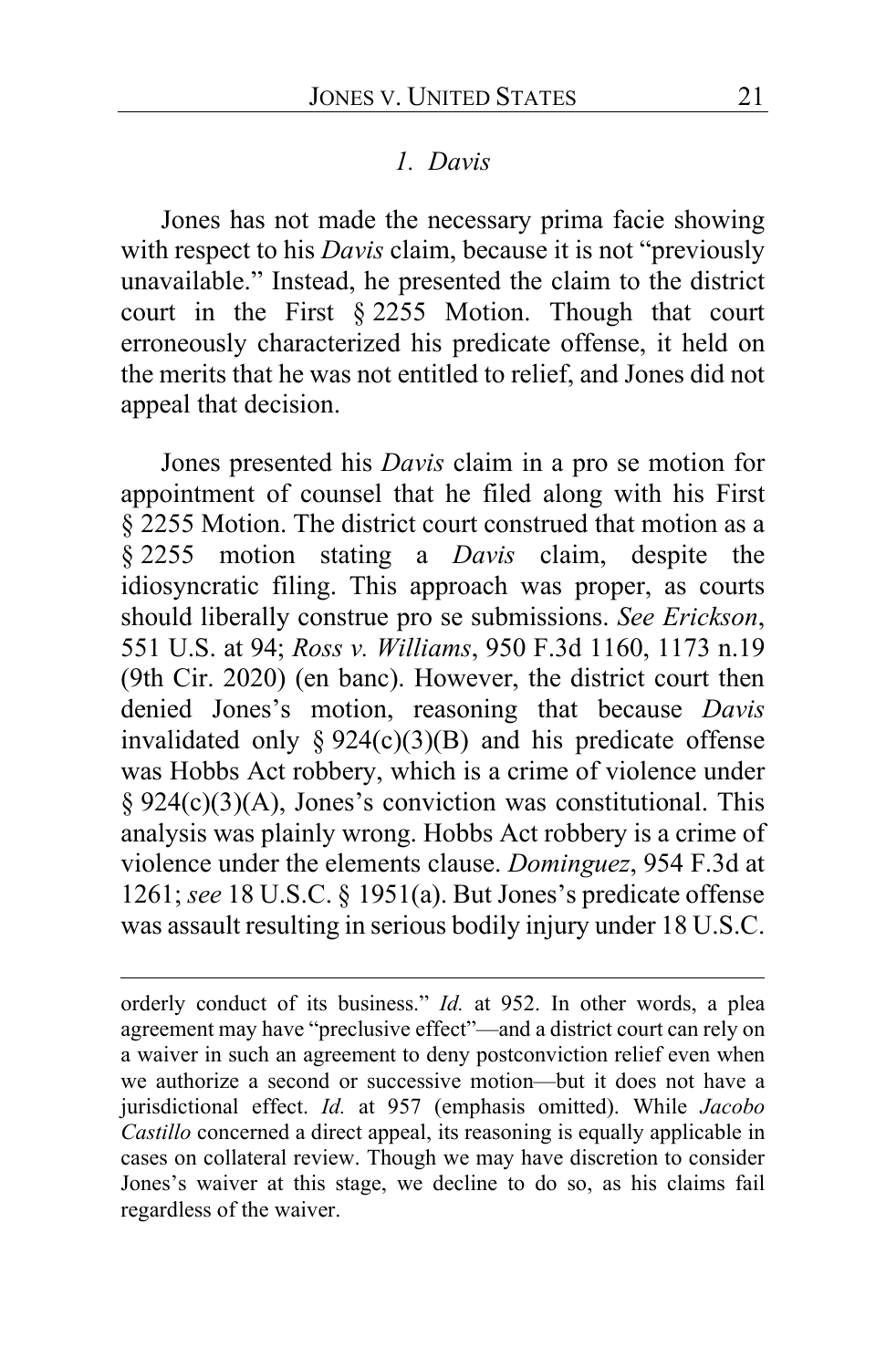### *1. Davis*

Jones has not made the necessary prima facie showing with respect to his *Davis* claim, because it is not "previously unavailable." Instead, he presented the claim to the district court in the First § 2255 Motion. Though that court erroneously characterized his predicate offense, it held on the merits that he was not entitled to relief, and Jones did not appeal that decision.

Jones presented his *Davis* claim in a pro se motion for appointment of counsel that he filed along with his First § 2255 Motion. The district court construed that motion as a § 2255 motion stating a *Davis* claim, despite the idiosyncratic filing. This approach was proper, as courts should liberally construe pro se submissions. *See Erickson*, 551 U.S. at 94; *Ross v. Williams*, 950 F.3d 1160, 1173 n.19 (9th Cir. 2020) (en banc). However, the district court then denied Jones's motion, reasoning that because *Davis* invalidated only § 924(c)(3)(B) and his predicate offense was Hobbs Act robbery, which is a crime of violence under § 924(c)(3)(A), Jones's conviction was constitutional. This analysis was plainly wrong. Hobbs Act robbery is a crime of violence under the elements clause. *Dominguez*, 954 F.3d at 1261; *see* 18 U.S.C. § 1951(a). But Jones's predicate offense was assault resulting in serious bodily injury under 18 U.S.C.

---

orderly conduct of its business." *Id.* at 952. In other words, a plea agreement may have "preclusive effect"—and a district court can rely on a waiver in such an agreement to deny postconviction relief even when we authorize a second or successive motion—but it does not have a jurisdictional effect. *Id.* at 957 (emphasis omitted). While *Jacobo Castillo* concerned a direct appeal, its reasoning is equally applicable in cases on collateral review. Though we may have discretion to consider Jones's waiver at this stage, we decline to do so, as his claims fail regardless of the waiver.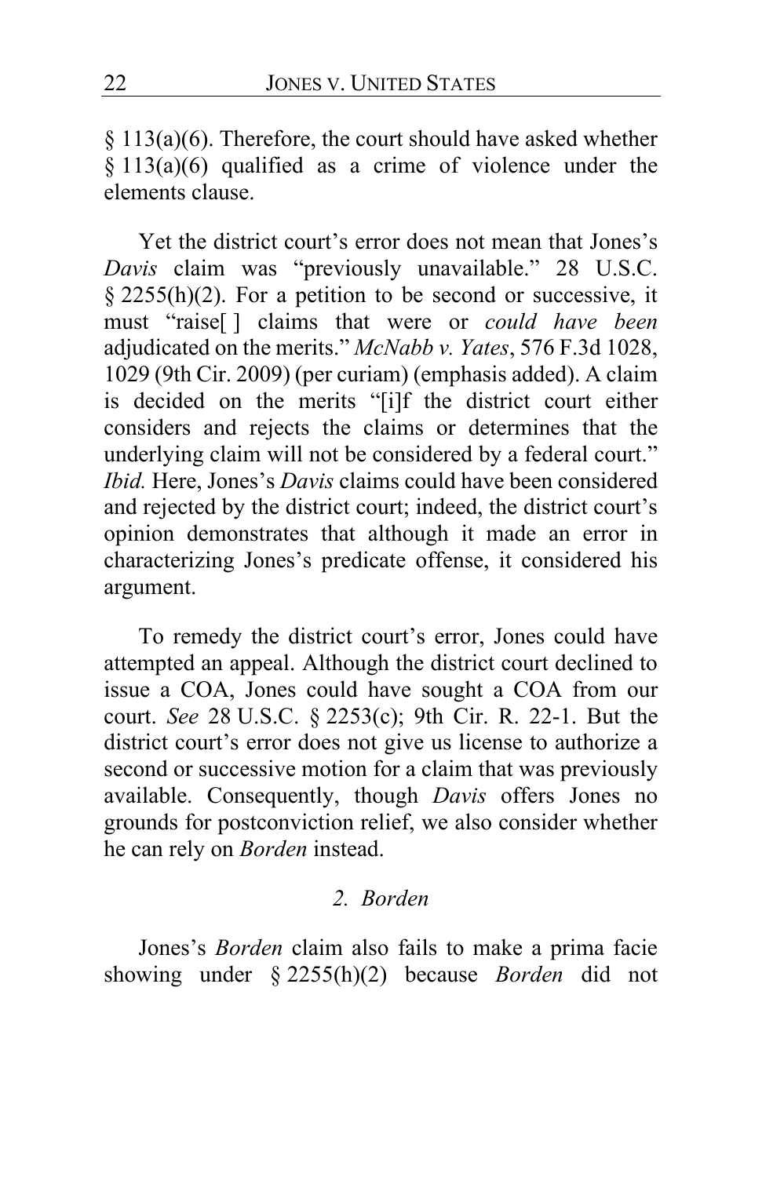§ 113(a)(6). Therefore, the court should have asked whether § 113(a)(6) qualified as a crime of violence under the elements clause.

Yet the district court's error does not mean that Jones's *Davis* claim was "previously unavailable." 28 U.S.C. § 2255(h)(2). For a petition to be second or successive, it must "raise[ ] claims that were or *could have been* adjudicated on the merits." *McNabb v. Yates*, 576 F.3d 1028, 1029 (9th Cir. 2009) (per curiam) (emphasis added). A claim is decided on the merits "[i]f the district court either considers and rejects the claims or determines that the underlying claim will not be considered by a federal court." *Ibid.* Here, Jones's *Davis* claims could have been considered and rejected by the district court; indeed, the district court's opinion demonstrates that although it made an error in characterizing Jones's predicate offense, it considered his argument.

To remedy the district court's error, Jones could have attempted an appeal. Although the district court declined to issue a COA, Jones could have sought a COA from our court. *See* 28 U.S.C. § 2253(c); 9th Cir. R. 22-1. But the district court's error does not give us license to authorize a second or successive motion for a claim that was previously available. Consequently, though *Davis* offers Jones no grounds for postconviction relief, we also consider whether he can rely on *Borden* instead.

*2. Borden*

Jones's *Borden* claim also fails to make a prima facie showing under § 2255(h)(2) because *Borden* did not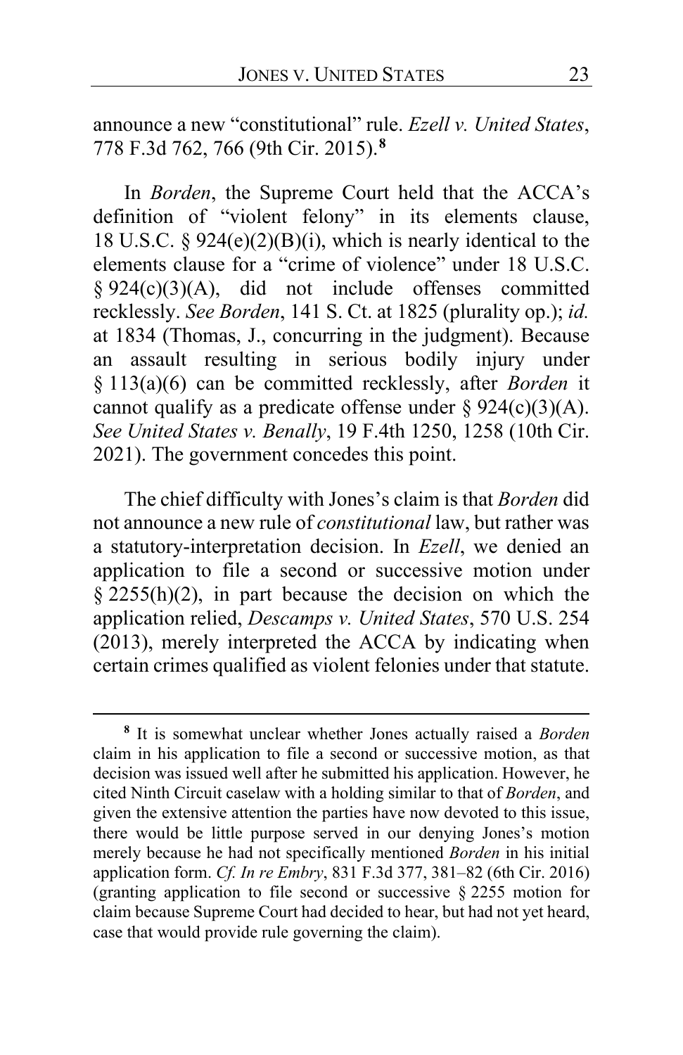announce a new "constitutional" rule. *Ezell v. United States*, 778 F.3d 762, 766 (9th Cir. 2015).[8]

In *Borden*, the Supreme Court held that the ACCA's definition of "violent felony" in its elements clause, 18 U.S.C. § 924(e)(2)(B)(i), which is nearly identical to the elements clause for a "crime of violence" under 18 U.S.C. § 924(c)(3)(A), did not include offenses committed recklessly. *See Borden*, 141 S. Ct. at 1825 (plurality op.); *id.* at 1834 (Thomas, J., concurring in the judgment). Because an assault resulting in serious bodily injury under § 113(a)(6) can be committed recklessly, after *Borden* it cannot qualify as a predicate offense under § 924(c)(3)(A). *See United States v. Benally*, 19 F.4th 1250, 1258 (10th Cir. 2021). The government concedes this point.

The chief difficulty with Jones's claim is that *Borden* did not announce a new rule of *constitutional* law, but rather was a statutory-interpretation decision. In *Ezell*, we denied an application to file a second or successive motion under § 2255(h)(2), in part because the decision on which the application relied, *Descamps v. United States*, 570 U.S. 254 (2013), merely interpreted the ACCA by indicating when certain crimes qualified as violent felonies under that statute.

---

[8] It is somewhat unclear whether Jones actually raised a *Borden* claim in his application to file a second or successive motion, as that decision was issued well after he submitted his application. However, he cited Ninth Circuit caselaw with a holding similar to that of *Borden*, and given the extensive attention the parties have now devoted to this issue, there would be little purpose served in our denying Jones's motion merely because he had not specifically mentioned *Borden* in his initial application form. *Cf. In re Embry*, 831 F.3d 377, 381–82 (6th Cir. 2016) (granting application to file second or successive § 2255 motion for claim because Supreme Court had decided to hear, but had not yet heard, case that would provide rule governing the claim).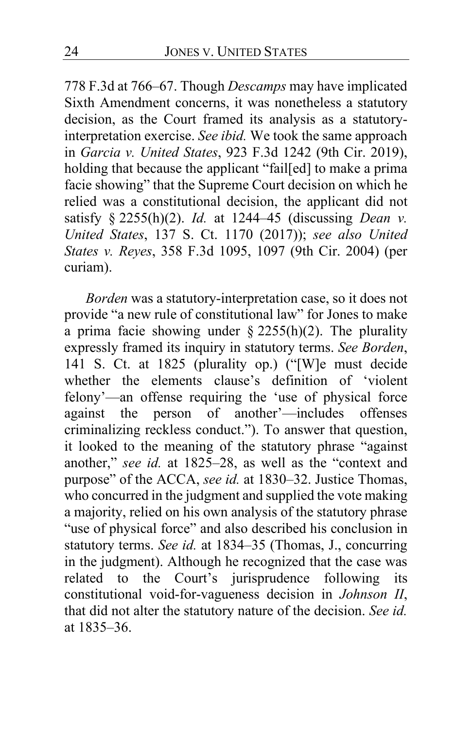778 F.3d at 766–67. Though *Descamps* may have implicated Sixth Amendment concerns, it was nonetheless a statutory decision, as the Court framed its analysis as a statutory-interpretation exercise. *See ibid.* We took the same approach in *Garcia v. United States*, 923 F.3d 1242 (9th Cir. 2019), holding that because the applicant "fail[ed] to make a prima facie showing" that the Supreme Court decision on which he relied was a constitutional decision, the applicant did not satisfy § 2255(h)(2). *Id.* at 1244–45 (discussing *Dean v. United States*, 137 S. Ct. 1170 (2017)); *see also United States v. Reyes*, 358 F.3d 1095, 1097 (9th Cir. 2004) (per curiam).

*Borden* was a statutory-interpretation case, so it does not provide "a new rule of constitutional law" for Jones to make a prima facie showing under § 2255(h)(2). The plurality expressly framed its inquiry in statutory terms. *See Borden*, 141 S. Ct. at 1825 (plurality op.) ("[W]e must decide whether the elements clause's definition of 'violent felony'—an offense requiring the 'use of physical force against the person of another'—includes offenses criminalizing reckless conduct."). To answer that question, it looked to the meaning of the statutory phrase "against another," *see id.* at 1825–28, as well as the "context and purpose" of the ACCA, *see id.* at 1830–32. Justice Thomas, who concurred in the judgment and supplied the vote making a majority, relied on his own analysis of the statutory phrase "use of physical force" and also described his conclusion in statutory terms. *See id.* at 1834–35 (Thomas, J., concurring in the judgment). Although he recognized that the case was related to the Court's jurisprudence following its constitutional void-for-vagueness decision in *Johnson II*, that did not alter the statutory nature of the decision. *See id.* at 1835–36.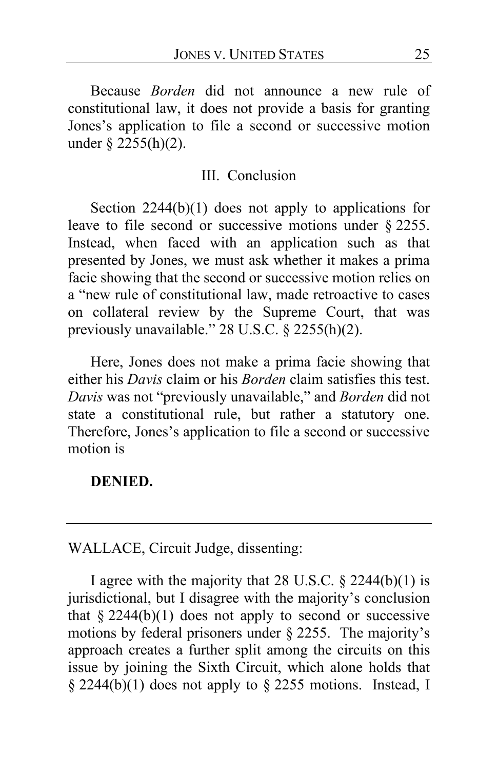Because *Borden* did not announce a new rule of constitutional law, it does not provide a basis for granting Jones's application to file a second or successive motion under § 2255(h)(2).

## III. Conclusion

Section 2244(b)(1) does not apply to applications for leave to file second or successive motions under § 2255. Instead, when faced with an application such as that presented by Jones, we must ask whether it makes a prima facie showing that the second or successive motion relies on a "new rule of constitutional law, made retroactive to cases on collateral review by the Supreme Court, that was previously unavailable." 28 U.S.C. § 2255(h)(2).

Here, Jones does not make a prima facie showing that either his *Davis* claim or his *Borden* claim satisfies this test. *Davis* was not "previously unavailable," and *Borden* did not state a constitutional rule, but rather a statutory one. Therefore, Jones's application to file a second or successive motion is

**DENIED.**

---

WALLACE, Circuit Judge, dissenting:

I agree with the majority that 28 U.S.C. § 2244(b)(1) is jurisdictional, but I disagree with the majority's conclusion that § 2244(b)(1) does not apply to second or successive motions by federal prisoners under § 2255. The majority's approach creates a further split among the circuits on this issue by joining the Sixth Circuit, which alone holds that § 2244(b)(1) does not apply to § 2255 motions. Instead, I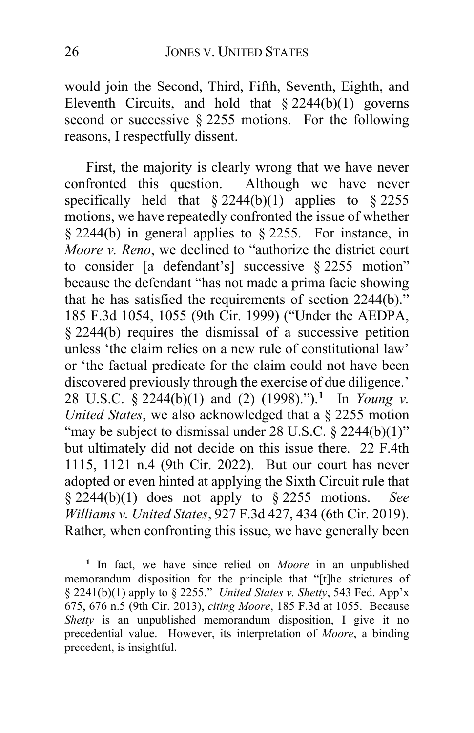would join the Second, Third, Fifth, Seventh, Eighth, and Eleventh Circuits, and hold that § 2244(b)(1) governs second or successive § 2255 motions. For the following reasons, I respectfully dissent.

First, the majority is clearly wrong that we have never confronted this question. Although we have never specifically held that § 2244(b)(1) applies to § 2255 motions, we have repeatedly confronted the issue of whether § 2244(b) in general applies to § 2255. For instance, in *Moore v. Reno*, we declined to "authorize the district court to consider [a defendant's] successive § 2255 motion" because the defendant "has not made a prima facie showing that he has satisfied the requirements of section 2244(b)." 185 F.3d 1054, 1055 (9th Cir. 1999) ("Under the AEDPA, § 2244(b) requires the dismissal of a successive petition unless 'the claim relies on a new rule of constitutional law' or 'the factual predicate for the claim could not have been discovered previously through the exercise of due diligence.' 28 U.S.C. § 2244(b)(1) and (2) (1998).").[1] In *Young v. United States*, we also acknowledged that a § 2255 motion "may be subject to dismissal under 28 U.S.C. § 2244(b)(1)" but ultimately did not decide on this issue there. 22 F.4th 1115, 1121 n.4 (9th Cir. 2022). But our court has never adopted or even hinted at applying the Sixth Circuit rule that § 2244(b)(1) does not apply to § 2255 motions. *See Williams v. United States*, 927 F.3d 427, 434 (6th Cir. 2019). Rather, when confronting this issue, we have generally been

[1] In fact, we have since relied on *Moore* in an unpublished memorandum disposition for the principle that "[t]he strictures of § 2241(b)(1) apply to § 2255." *United States v. Shetty*, 543 Fed. App'x 675, 676 n.5 (9th Cir. 2013), *citing Moore*, 185 F.3d at 1055. Because *Shetty* is an unpublished memorandum disposition, I give it no precedential value. However, its interpretation of *Moore*, a binding precedent, is insightful.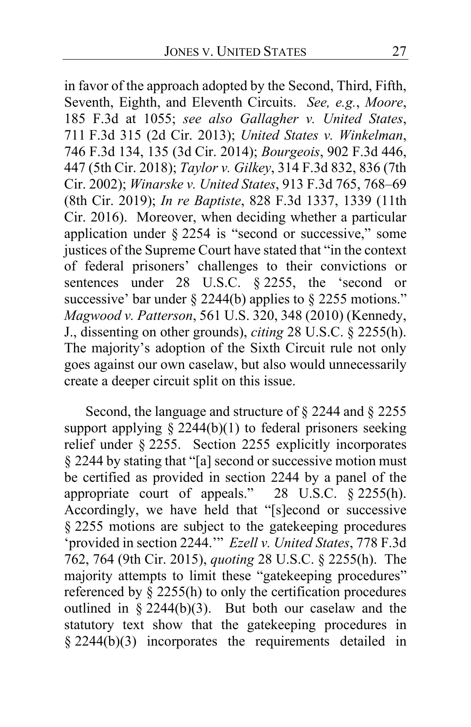in favor of the approach adopted by the Second, Third, Fifth, Seventh, Eighth, and Eleventh Circuits. *See, e.g.*, *Moore*, 185 F.3d at 1055; *see also Gallagher v. United States*, 711 F.3d 315 (2d Cir. 2013); *United States v. Winkelman*, 746 F.3d 134, 135 (3d Cir. 2014); *Bourgeois*, 902 F.3d 446, 447 (5th Cir. 2018); *Taylor v. Gilkey*, 314 F.3d 832, 836 (7th Cir. 2002); *Winarske v. United States*, 913 F.3d 765, 768–69 (8th Cir. 2019); *In re Baptiste*, 828 F.3d 1337, 1339 (11th Cir. 2016). Moreover, when deciding whether a particular application under § 2254 is "second or successive," some justices of the Supreme Court have stated that "in the context of federal prisoners' challenges to their convictions or sentences under 28 U.S.C. § 2255, the 'second or successive' bar under § 2244(b) applies to § 2255 motions." *Magwood v. Patterson*, 561 U.S. 320, 348 (2010) (Kennedy, J., dissenting on other grounds), *citing* 28 U.S.C. § 2255(h). The majority's adoption of the Sixth Circuit rule not only goes against our own caselaw, but also would unnecessarily create a deeper circuit split on this issue.

Second, the language and structure of § 2244 and § 2255 support applying § 2244(b)(1) to federal prisoners seeking relief under § 2255. Section 2255 explicitly incorporates § 2244 by stating that "[a] second or successive motion must be certified as provided in section 2244 by a panel of the appropriate court of appeals." 28 U.S.C. § 2255(h). Accordingly, we have held that "[s]econd or successive § 2255 motions are subject to the gatekeeping procedures 'provided in section 2244.'" *Ezell v. United States*, 778 F.3d 762, 764 (9th Cir. 2015), *quoting* 28 U.S.C. § 2255(h). The majority attempts to limit these "gatekeeping procedures" referenced by § 2255(h) to only the certification procedures outlined in § 2244(b)(3). But both our caselaw and the statutory text show that the gatekeeping procedures in § 2244(b)(3) incorporates the requirements detailed in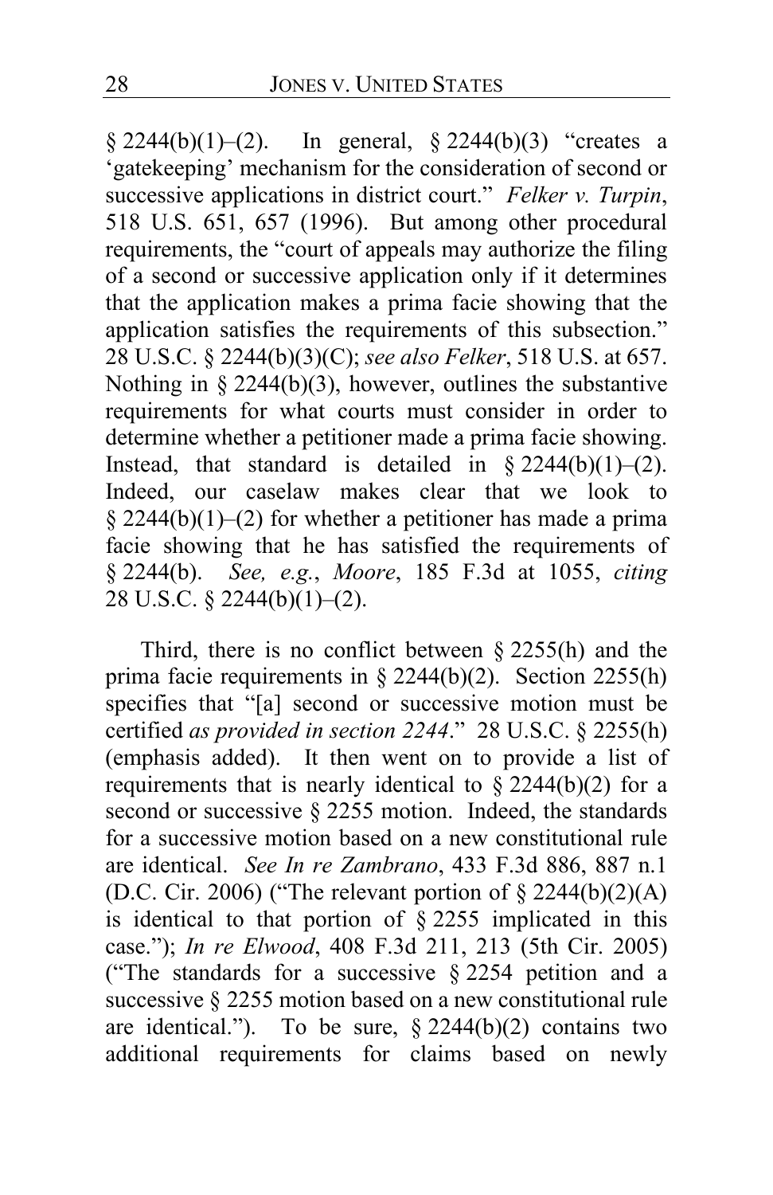§ 2244(b)(1)–(2). In general, § 2244(b)(3) "creates a 'gatekeeping' mechanism for the consideration of second or successive applications in district court." *Felker v. Turpin*, 518 U.S. 651, 657 (1996). But among other procedural requirements, the "court of appeals may authorize the filing of a second or successive application only if it determines that the application makes a prima facie showing that the application satisfies the requirements of this subsection." 28 U.S.C. § 2244(b)(3)(C); *see also Felker*, 518 U.S. at 657. Nothing in § 2244(b)(3), however, outlines the substantive requirements for what courts must consider in order to determine whether a petitioner made a prima facie showing. Instead, that standard is detailed in § 2244(b)(1)–(2). Indeed, our caselaw makes clear that we look to § 2244(b)(1)–(2) for whether a petitioner has made a prima facie showing that he has satisfied the requirements of § 2244(b). *See, e.g.*, *Moore*, 185 F.3d at 1055, *citing* 28 U.S.C. § 2244(b)(1)–(2).

Third, there is no conflict between § 2255(h) and the prima facie requirements in § 2244(b)(2). Section 2255(h) specifies that "[a] second or successive motion must be certified *as provided in section 2244*." 28 U.S.C. § 2255(h) (emphasis added). It then went on to provide a list of requirements that is nearly identical to § 2244(b)(2) for a second or successive § 2255 motion. Indeed, the standards for a successive motion based on a new constitutional rule are identical. *See In re Zambrano*, 433 F.3d 886, 887 n.1 (D.C. Cir. 2006) ("The relevant portion of § 2244(b)(2)(A) is identical to that portion of § 2255 implicated in this case."); *In re Elwood*, 408 F.3d 211, 213 (5th Cir. 2005) ("The standards for a successive § 2254 petition and a successive § 2255 motion based on a new constitutional rule are identical."). To be sure, § 2244(b)(2) contains two additional requirements for claims based on newly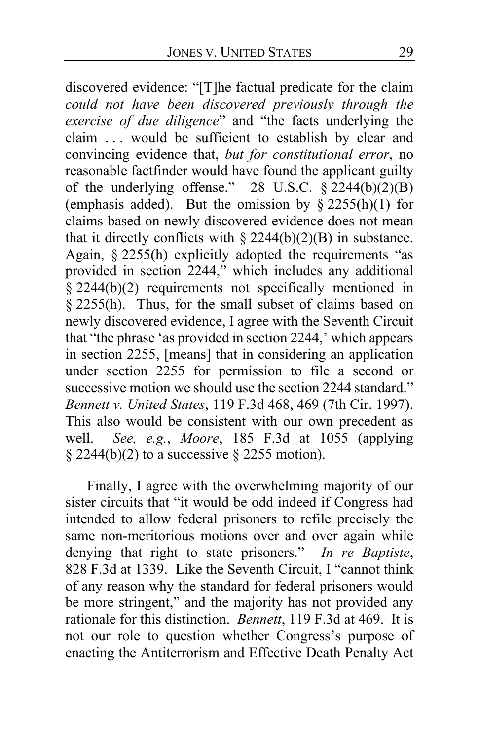discovered evidence: "[T]he factual predicate for the claim *could not have been discovered previously through the exercise of due diligence*" and "the facts underlying the claim . . . would be sufficient to establish by clear and convincing evidence that, *but for constitutional error*, no reasonable factfinder would have found the applicant guilty of the underlying offense." 28 U.S.C. § 2244(b)(2)(B) (emphasis added). But the omission by § 2255(h)(1) for claims based on newly discovered evidence does not mean that it directly conflicts with § 2244(b)(2)(B) in substance. Again, § 2255(h) explicitly adopted the requirements "as provided in section 2244," which includes any additional § 2244(b)(2) requirements not specifically mentioned in § 2255(h). Thus, for the small subset of claims based on newly discovered evidence, I agree with the Seventh Circuit that "the phrase 'as provided in section 2244,' which appears in section 2255, [means] that in considering an application under section 2255 for permission to file a second or successive motion we should use the section 2244 standard." *Bennett v. United States*, 119 F.3d 468, 469 (7th Cir. 1997). This also would be consistent with our own precedent as well. *See, e.g.*, *Moore*, 185 F.3d at 1055 (applying § 2244(b)(2) to a successive § 2255 motion).

Finally, I agree with the overwhelming majority of our sister circuits that "it would be odd indeed if Congress had intended to allow federal prisoners to refile precisely the same non-meritorious motions over and over again while denying that right to state prisoners." *In re Baptiste*, 828 F.3d at 1339. Like the Seventh Circuit, I "cannot think of any reason why the standard for federal prisoners would be more stringent," and the majority has not provided any rationale for this distinction. *Bennett*, 119 F.3d at 469. It is not our role to question whether Congress's purpose of enacting the Antiterrorism and Effective Death Penalty Act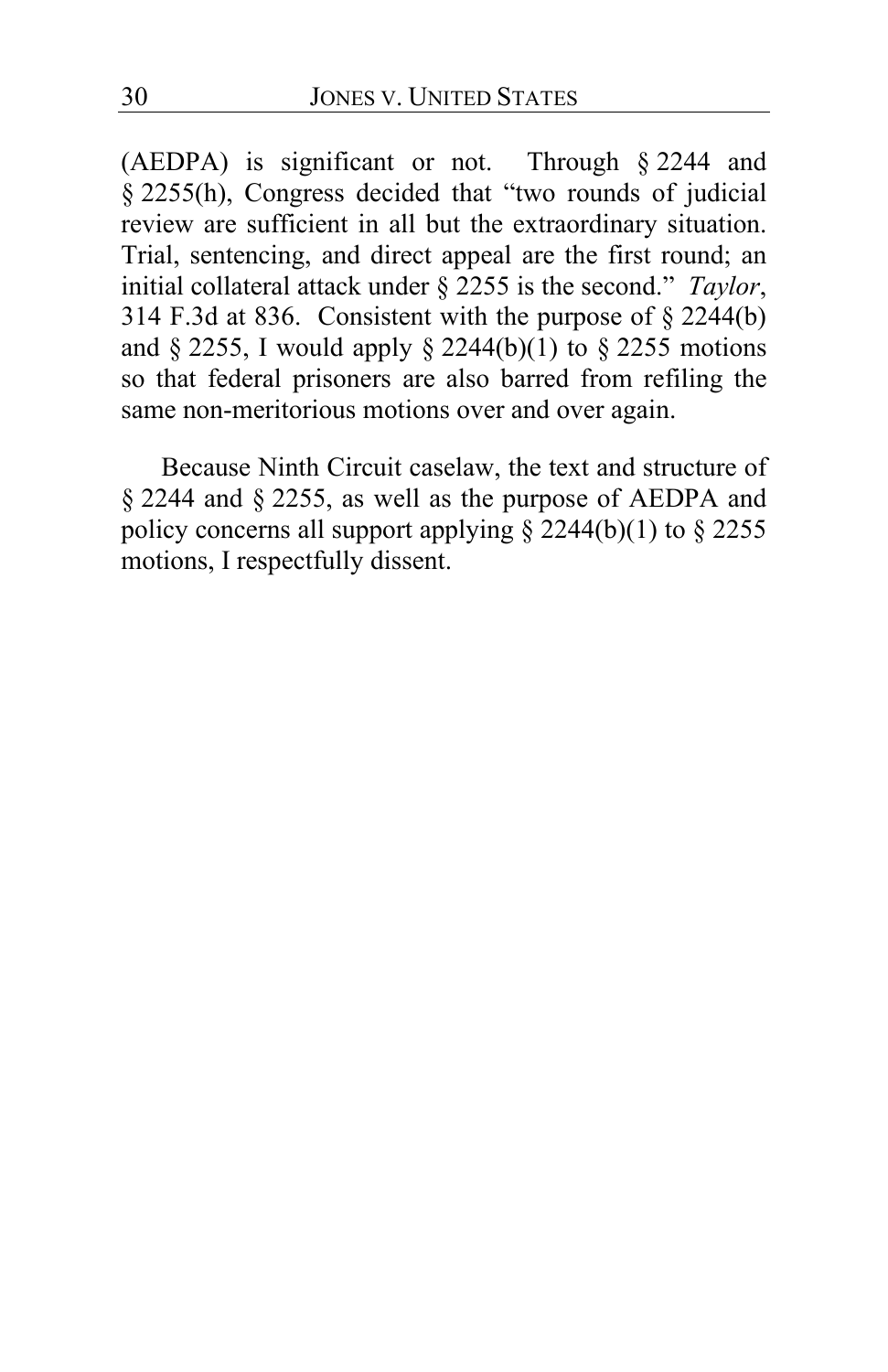(AEDPA) is significant or not. Through § 2244 and § 2255(h), Congress decided that "two rounds of judicial review are sufficient in all but the extraordinary situation. Trial, sentencing, and direct appeal are the first round; an initial collateral attack under § 2255 is the second." *Taylor*, 314 F.3d at 836. Consistent with the purpose of § 2244(b) and § 2255, I would apply § 2244(b)(1) to § 2255 motions so that federal prisoners are also barred from refiling the same non-meritorious motions over and over again.

Because Ninth Circuit caselaw, the text and structure of § 2244 and § 2255, as well as the purpose of AEDPA and policy concerns all support applying § 2244(b)(1) to § 2255 motions, I respectfully dissent.